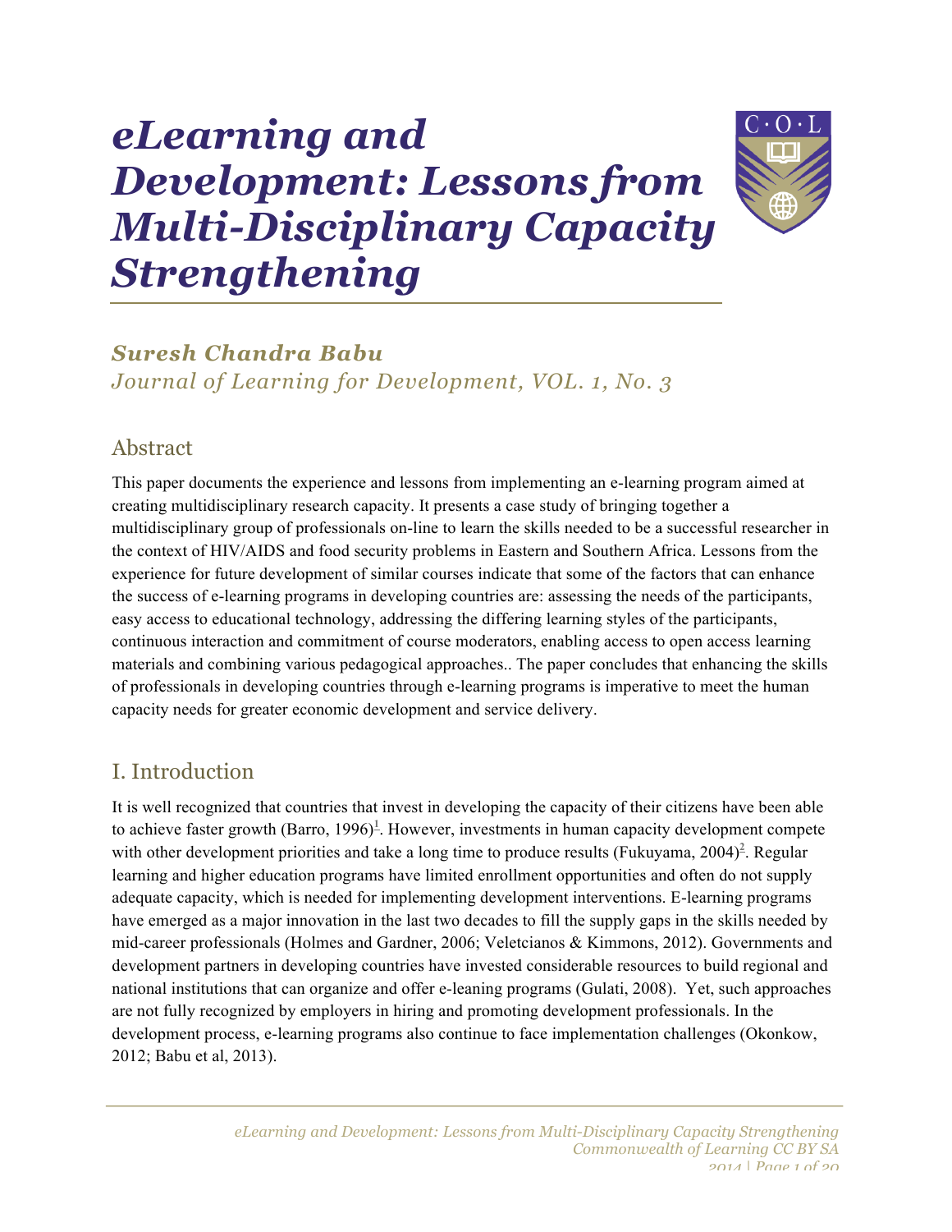# eLearning and Development: Lessons from Multi-Disciplinary Capacity Strengthening

***Suresh Chandra Babu***

*Journal of Learning for Development, VOL. 1, No. 3*

## Abstract

This paper documents the experience and lessons from implementing an e-learning program aimed at creating multidisciplinary research capacity. It presents a case study of bringing together a multidisciplinary group of professionals on-line to learn the skills needed to be a successful researcher in the context of HIV/AIDS and food security problems in Eastern and Southern Africa. Lessons from the experience for future development of similar courses indicate that some of the factors that can enhance the success of e-learning programs in developing countries are: assessing the needs of the participants, easy access to educational technology, addressing the differing learning styles of the participants, continuous interaction and commitment of course moderators, enabling access to open access learning materials and combining various pedagogical approaches.. The paper concludes that enhancing the skills of professionals in developing countries through e-learning programs is imperative to meet the human capacity needs for greater economic development and service delivery.

## I. Introduction

It is well recognized that countries that invest in developing the capacity of their citizens have been able to achieve faster growth (Barro, 1996)[1]. However, investments in human capacity development compete with other development priorities and take a long time to produce results (Fukuyama, 2004)[2]. Regular learning and higher education programs have limited enrollment opportunities and often do not supply adequate capacity, which is needed for implementing development interventions. E-learning programs have emerged as a major innovation in the last two decades to fill the supply gaps in the skills needed by mid-career professionals (Holmes and Gardner, 2006; Veletcianos & Kimmons, 2012). Governments and development partners in developing countries have invested considerable resources to build regional and national institutions that can organize and offer e-leaning programs (Gulati, 2008). Yet, such approaches are not fully recognized by employers in hiring and promoting development professionals. In the development process, e-learning programs also continue to face implementation challenges (Okonkow, 2012; Babu et al, 2013).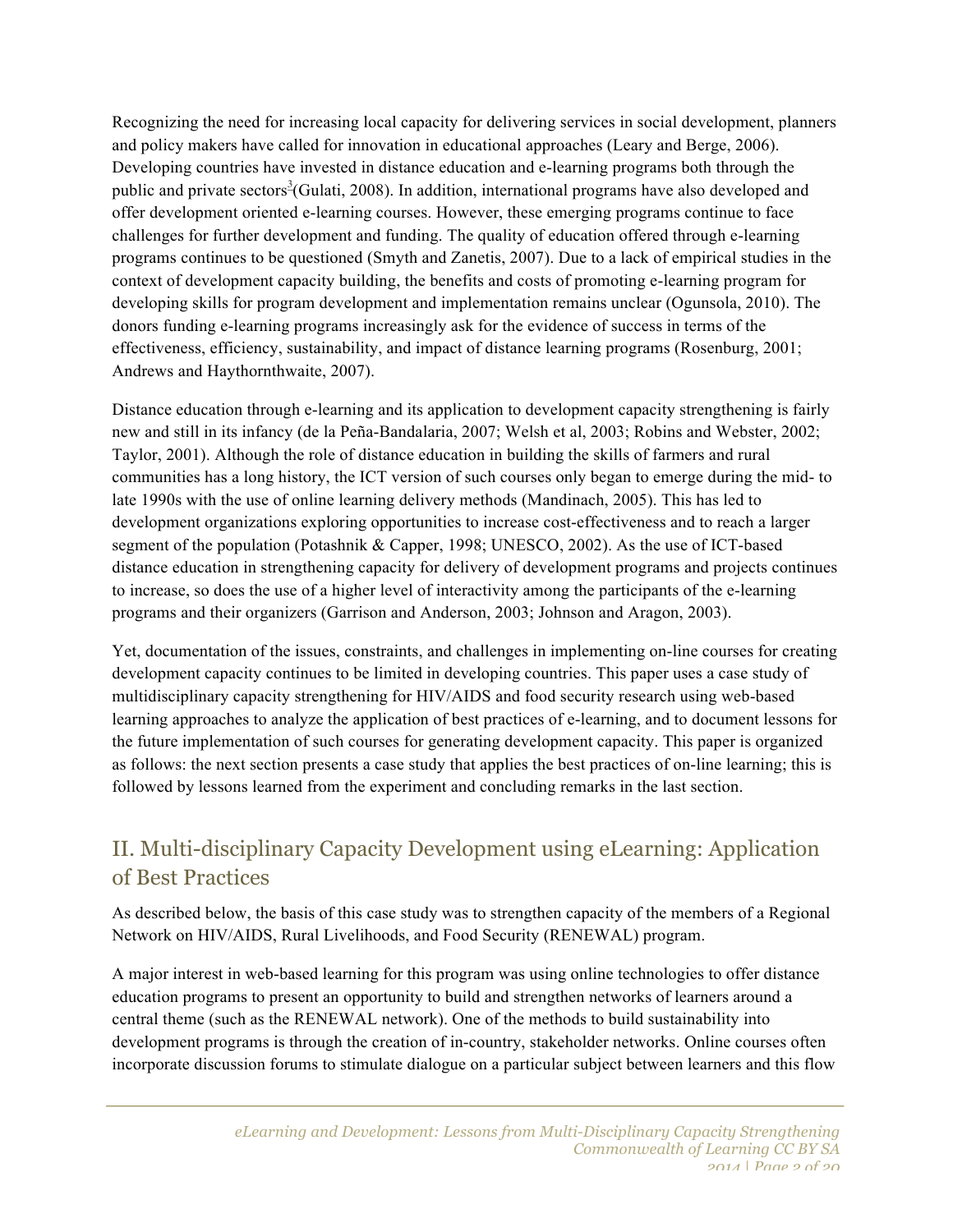Recognizing the need for increasing local capacity for delivering services in social development, planners and policy makers have called for innovation in educational approaches (Leary and Berge, 2006). Developing countries have invested in distance education and e-learning programs both through the public and private sectors[3](Gulati, 2008). In addition, international programs have also developed and offer development oriented e-learning courses. However, these emerging programs continue to face challenges for further development and funding. The quality of education offered through e-learning programs continues to be questioned (Smyth and Zanetis, 2007). Due to a lack of empirical studies in the context of development capacity building, the benefits and costs of promoting e-learning program for developing skills for program development and implementation remains unclear (Ogunsola, 2010). The donors funding e-learning programs increasingly ask for the evidence of success in terms of the effectiveness, efficiency, sustainability, and impact of distance learning programs (Rosenburg, 2001; Andrews and Haythornthwaite, 2007).

Distance education through e-learning and its application to development capacity strengthening is fairly new and still in its infancy (de la Peña-Bandalaria, 2007; Welsh et al, 2003; Robins and Webster, 2002; Taylor, 2001). Although the role of distance education in building the skills of farmers and rural communities has a long history, the ICT version of such courses only began to emerge during the mid- to late 1990s with the use of online learning delivery methods (Mandinach, 2005). This has led to development organizations exploring opportunities to increase cost-effectiveness and to reach a larger segment of the population (Potashnik & Capper, 1998; UNESCO, 2002). As the use of ICT-based distance education in strengthening capacity for delivery of development programs and projects continues to increase, so does the use of a higher level of interactivity among the participants of the e-learning programs and their organizers (Garrison and Anderson, 2003; Johnson and Aragon, 2003).

Yet, documentation of the issues, constraints, and challenges in implementing on-line courses for creating development capacity continues to be limited in developing countries. This paper uses a case study of multidisciplinary capacity strengthening for HIV/AIDS and food security research using web-based learning approaches to analyze the application of best practices of e-learning, and to document lessons for the future implementation of such courses for generating development capacity. This paper is organized as follows: the next section presents a case study that applies the best practices of on-line learning; this is followed by lessons learned from the experiment and concluding remarks in the last section.

## II. Multi-disciplinary Capacity Development using eLearning: Application of Best Practices

As described below, the basis of this case study was to strengthen capacity of the members of a Regional Network on HIV/AIDS, Rural Livelihoods, and Food Security (RENEWAL) program.

A major interest in web-based learning for this program was using online technologies to offer distance education programs to present an opportunity to build and strengthen networks of learners around a central theme (such as the RENEWAL network). One of the methods to build sustainability into development programs is through the creation of in-country, stakeholder networks. Online courses often incorporate discussion forums to stimulate dialogue on a particular subject between learners and this flow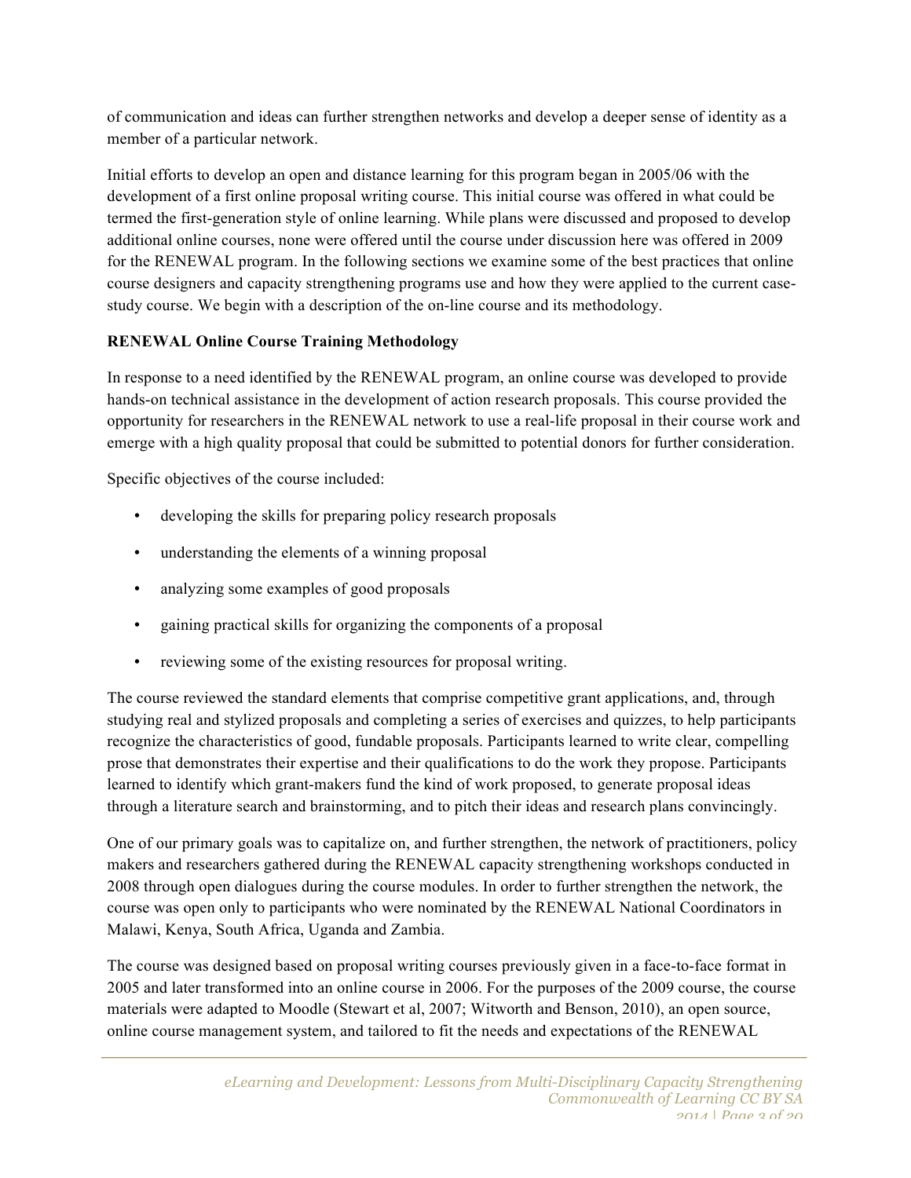of communication and ideas can further strengthen networks and develop a deeper sense of identity as a member of a particular network.

Initial efforts to develop an open and distance learning for this program began in 2005/06 with the development of a first online proposal writing course. This initial course was offered in what could be termed the first-generation style of online learning. While plans were discussed and proposed to develop additional online courses, none were offered until the course under discussion here was offered in 2009 for the RENEWAL program. In the following sections we examine some of the best practices that online course designers and capacity strengthening programs use and how they were applied to the current case-study course. We begin with a description of the on-line course and its methodology.

**RENEWAL Online Course Training Methodology**

In response to a need identified by the RENEWAL program, an online course was developed to provide hands-on technical assistance in the development of action research proposals. This course provided the opportunity for researchers in the RENEWAL network to use a real-life proposal in their course work and emerge with a high quality proposal that could be submitted to potential donors for further consideration.

Specific objectives of the course included:

- developing the skills for preparing policy research proposals
- understanding the elements of a winning proposal
- analyzing some examples of good proposals
- gaining practical skills for organizing the components of a proposal
- reviewing some of the existing resources for proposal writing.

The course reviewed the standard elements that comprise competitive grant applications, and, through studying real and stylized proposals and completing a series of exercises and quizzes, to help participants recognize the characteristics of good, fundable proposals. Participants learned to write clear, compelling prose that demonstrates their expertise and their qualifications to do the work they propose. Participants learned to identify which grant-makers fund the kind of work proposed, to generate proposal ideas through a literature search and brainstorming, and to pitch their ideas and research plans convincingly.

One of our primary goals was to capitalize on, and further strengthen, the network of practitioners, policy makers and researchers gathered during the RENEWAL capacity strengthening workshops conducted in 2008 through open dialogues during the course modules. In order to further strengthen the network, the course was open only to participants who were nominated by the RENEWAL National Coordinators in Malawi, Kenya, South Africa, Uganda and Zambia.

The course was designed based on proposal writing courses previously given in a face-to-face format in 2005 and later transformed into an online course in 2006. For the purposes of the 2009 course, the course materials were adapted to Moodle (Stewart et al, 2007; Witworth and Benson, 2010), an open source, online course management system, and tailored to fit the needs and expectations of the RENEWAL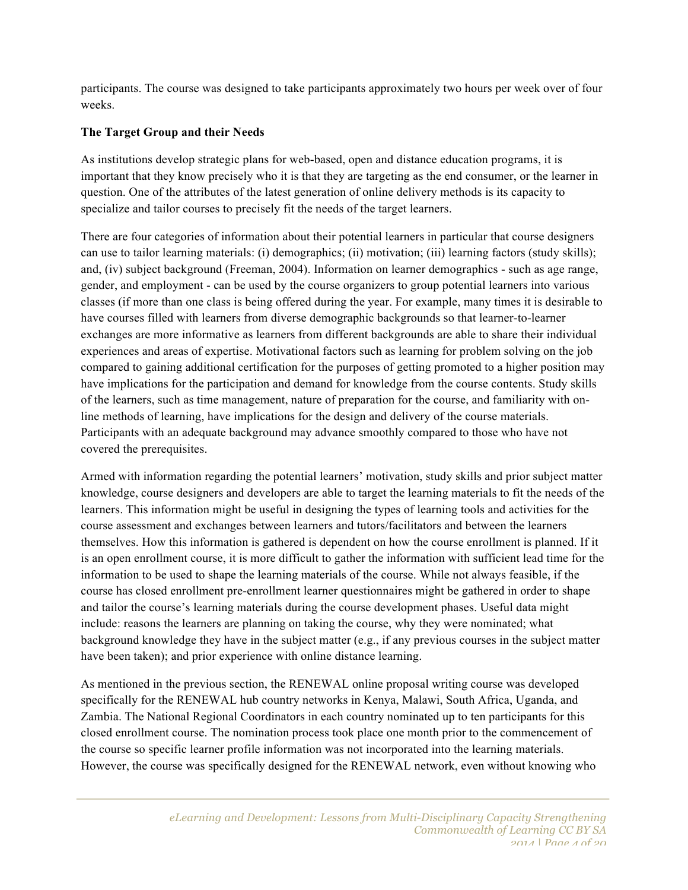participants. The course was designed to take participants approximately two hours per week over of four weeks.

**The Target Group and their Needs**

As institutions develop strategic plans for web-based, open and distance education programs, it is important that they know precisely who it is that they are targeting as the end consumer, or the learner in question. One of the attributes of the latest generation of online delivery methods is its capacity to specialize and tailor courses to precisely fit the needs of the target learners.

There are four categories of information about their potential learners in particular that course designers can use to tailor learning materials: (i) demographics; (ii) motivation; (iii) learning factors (study skills); and, (iv) subject background (Freeman, 2004). Information on learner demographics - such as age range, gender, and employment - can be used by the course organizers to group potential learners into various classes (if more than one class is being offered during the year. For example, many times it is desirable to have courses filled with learners from diverse demographic backgrounds so that learner-to-learner exchanges are more informative as learners from different backgrounds are able to share their individual experiences and areas of expertise. Motivational factors such as learning for problem solving on the job compared to gaining additional certification for the purposes of getting promoted to a higher position may have implications for the participation and demand for knowledge from the course contents. Study skills of the learners, such as time management, nature of preparation for the course, and familiarity with on-line methods of learning, have implications for the design and delivery of the course materials. Participants with an adequate background may advance smoothly compared to those who have not covered the prerequisites.

Armed with information regarding the potential learners' motivation, study skills and prior subject matter knowledge, course designers and developers are able to target the learning materials to fit the needs of the learners. This information might be useful in designing the types of learning tools and activities for the course assessment and exchanges between learners and tutors/facilitators and between the learners themselves. How this information is gathered is dependent on how the course enrollment is planned. If it is an open enrollment course, it is more difficult to gather the information with sufficient lead time for the information to be used to shape the learning materials of the course. While not always feasible, if the course has closed enrollment pre-enrollment learner questionnaires might be gathered in order to shape and tailor the course's learning materials during the course development phases. Useful data might include: reasons the learners are planning on taking the course, why they were nominated; what background knowledge they have in the subject matter (e.g., if any previous courses in the subject matter have been taken); and prior experience with online distance learning.

As mentioned in the previous section, the RENEWAL online proposal writing course was developed specifically for the RENEWAL hub country networks in Kenya, Malawi, South Africa, Uganda, and Zambia. The National Regional Coordinators in each country nominated up to ten participants for this closed enrollment course. The nomination process took place one month prior to the commencement of the course so specific learner profile information was not incorporated into the learning materials. However, the course was specifically designed for the RENEWAL network, even without knowing who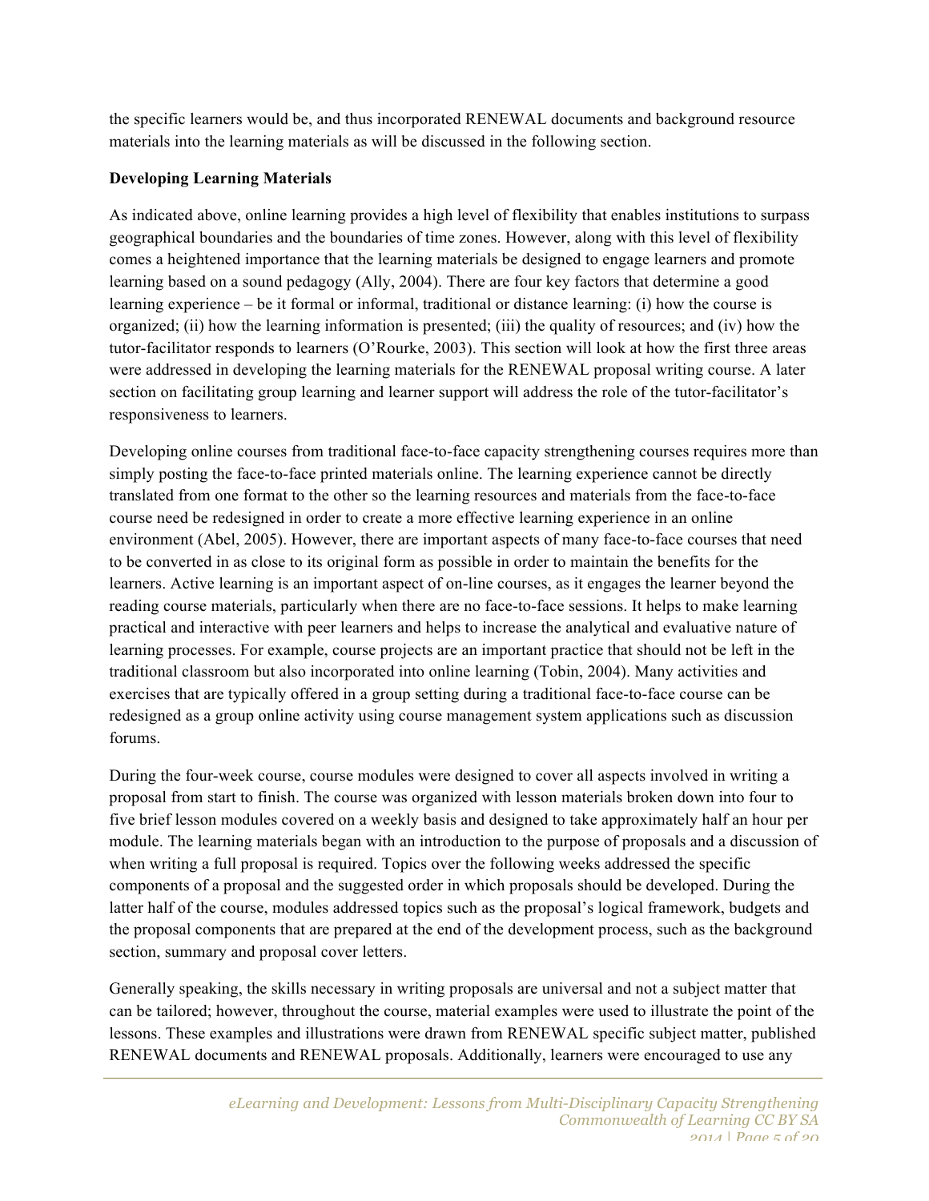the specific learners would be, and thus incorporated RENEWAL documents and background resource materials into the learning materials as will be discussed in the following section.

**Developing Learning Materials**

As indicated above, online learning provides a high level of flexibility that enables institutions to surpass geographical boundaries and the boundaries of time zones. However, along with this level of flexibility comes a heightened importance that the learning materials be designed to engage learners and promote learning based on a sound pedagogy (Ally, 2004). There are four key factors that determine a good learning experience – be it formal or informal, traditional or distance learning: (i) how the course is organized; (ii) how the learning information is presented; (iii) the quality of resources; and (iv) how the tutor-facilitator responds to learners (O'Rourke, 2003). This section will look at how the first three areas were addressed in developing the learning materials for the RENEWAL proposal writing course. A later section on facilitating group learning and learner support will address the role of the tutor-facilitator's responsiveness to learners.

Developing online courses from traditional face-to-face capacity strengthening courses requires more than simply posting the face-to-face printed materials online. The learning experience cannot be directly translated from one format to the other so the learning resources and materials from the face-to-face course need be redesigned in order to create a more effective learning experience in an online environment (Abel, 2005). However, there are important aspects of many face-to-face courses that need to be converted in as close to its original form as possible in order to maintain the benefits for the learners. Active learning is an important aspect of on-line courses, as it engages the learner beyond the reading course materials, particularly when there are no face-to-face sessions. It helps to make learning practical and interactive with peer learners and helps to increase the analytical and evaluative nature of learning processes. For example, course projects are an important practice that should not be left in the traditional classroom but also incorporated into online learning (Tobin, 2004). Many activities and exercises that are typically offered in a group setting during a traditional face-to-face course can be redesigned as a group online activity using course management system applications such as discussion forums.

During the four-week course, course modules were designed to cover all aspects involved in writing a proposal from start to finish. The course was organized with lesson materials broken down into four to five brief lesson modules covered on a weekly basis and designed to take approximately half an hour per module. The learning materials began with an introduction to the purpose of proposals and a discussion of when writing a full proposal is required. Topics over the following weeks addressed the specific components of a proposal and the suggested order in which proposals should be developed. During the latter half of the course, modules addressed topics such as the proposal's logical framework, budgets and the proposal components that are prepared at the end of the development process, such as the background section, summary and proposal cover letters.

Generally speaking, the skills necessary in writing proposals are universal and not a subject matter that can be tailored; however, throughout the course, material examples were used to illustrate the point of the lessons. These examples and illustrations were drawn from RENEWAL specific subject matter, published RENEWAL documents and RENEWAL proposals. Additionally, learners were encouraged to use any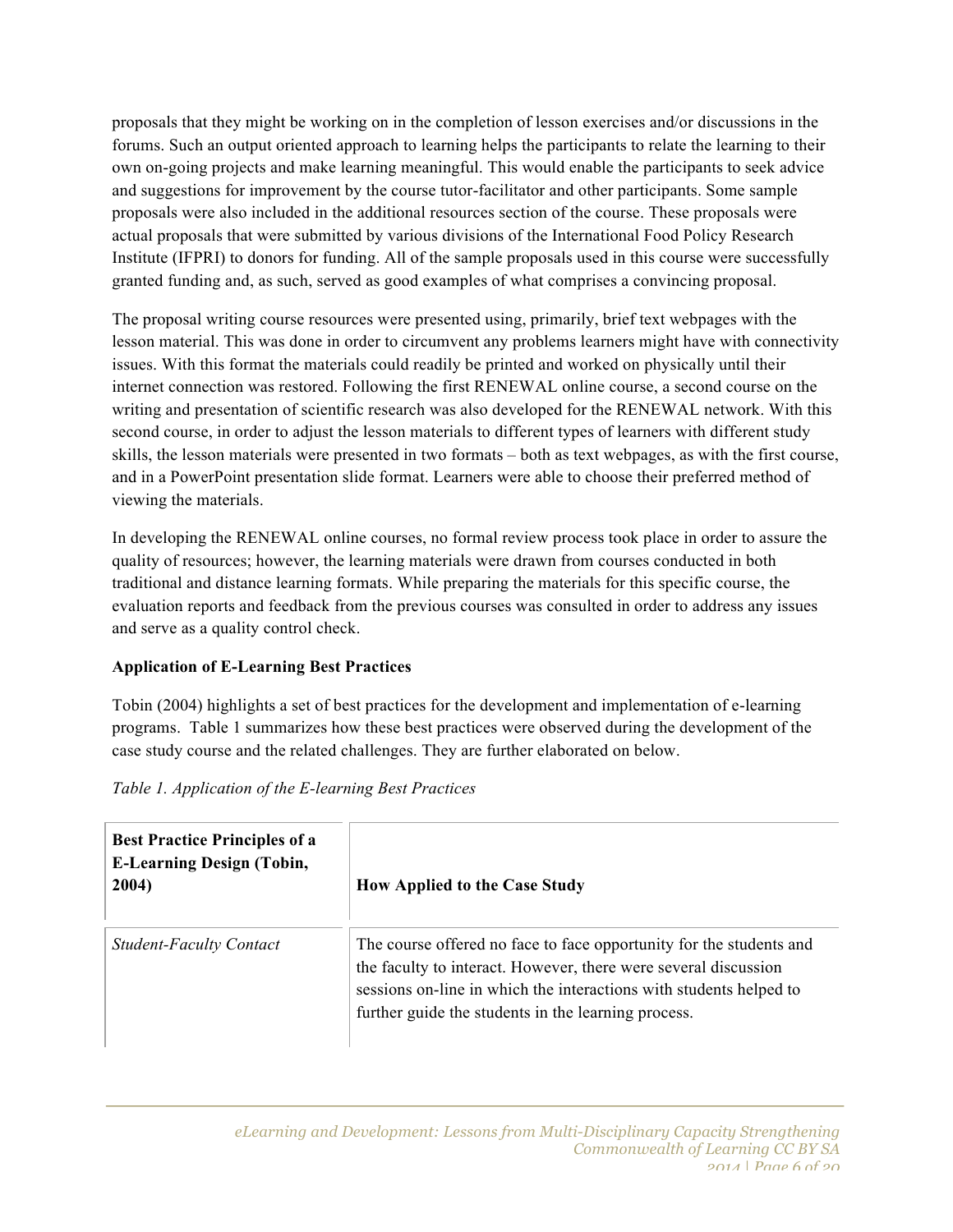proposals that they might be working on in the completion of lesson exercises and/or discussions in the forums. Such an output oriented approach to learning helps the participants to relate the learning to their own on-going projects and make learning meaningful. This would enable the participants to seek advice and suggestions for improvement by the course tutor-facilitator and other participants. Some sample proposals were also included in the additional resources section of the course. These proposals were actual proposals that were submitted by various divisions of the International Food Policy Research Institute (IFPRI) to donors for funding. All of the sample proposals used in this course were successfully granted funding and, as such, served as good examples of what comprises a convincing proposal.

The proposal writing course resources were presented using, primarily, brief text webpages with the lesson material. This was done in order to circumvent any problems learners might have with connectivity issues. With this format the materials could readily be printed and worked on physically until their internet connection was restored. Following the first RENEWAL online course, a second course on the writing and presentation of scientific research was also developed for the RENEWAL network. With this second course, in order to adjust the lesson materials to different types of learners with different study skills, the lesson materials were presented in two formats – both as text webpages, as with the first course, and in a PowerPoint presentation slide format. Learners were able to choose their preferred method of viewing the materials.

In developing the RENEWAL online courses, no formal review process took place in order to assure the quality of resources; however, the learning materials were drawn from courses conducted in both traditional and distance learning formats. While preparing the materials for this specific course, the evaluation reports and feedback from the previous courses was consulted in order to address any issues and serve as a quality control check.

**Application of E-Learning Best Practices**

Tobin (2004) highlights a set of best practices for the development and implementation of e-learning programs. Table 1 summarizes how these best practices were observed during the development of the case study course and the related challenges. They are further elaborated on below.

*Table 1. Application of the E-learning Best Practices*

| **Best Practice Principles of a E-Learning Design (Tobin, 2004)** | **How Applied to the Case Study** |
|---|---|
| *Student-Faculty Contact* | The course offered no face to face opportunity for the students and the faculty to interact. However, there were several discussion sessions on-line in which the interactions with students helped to further guide the students in the learning process. |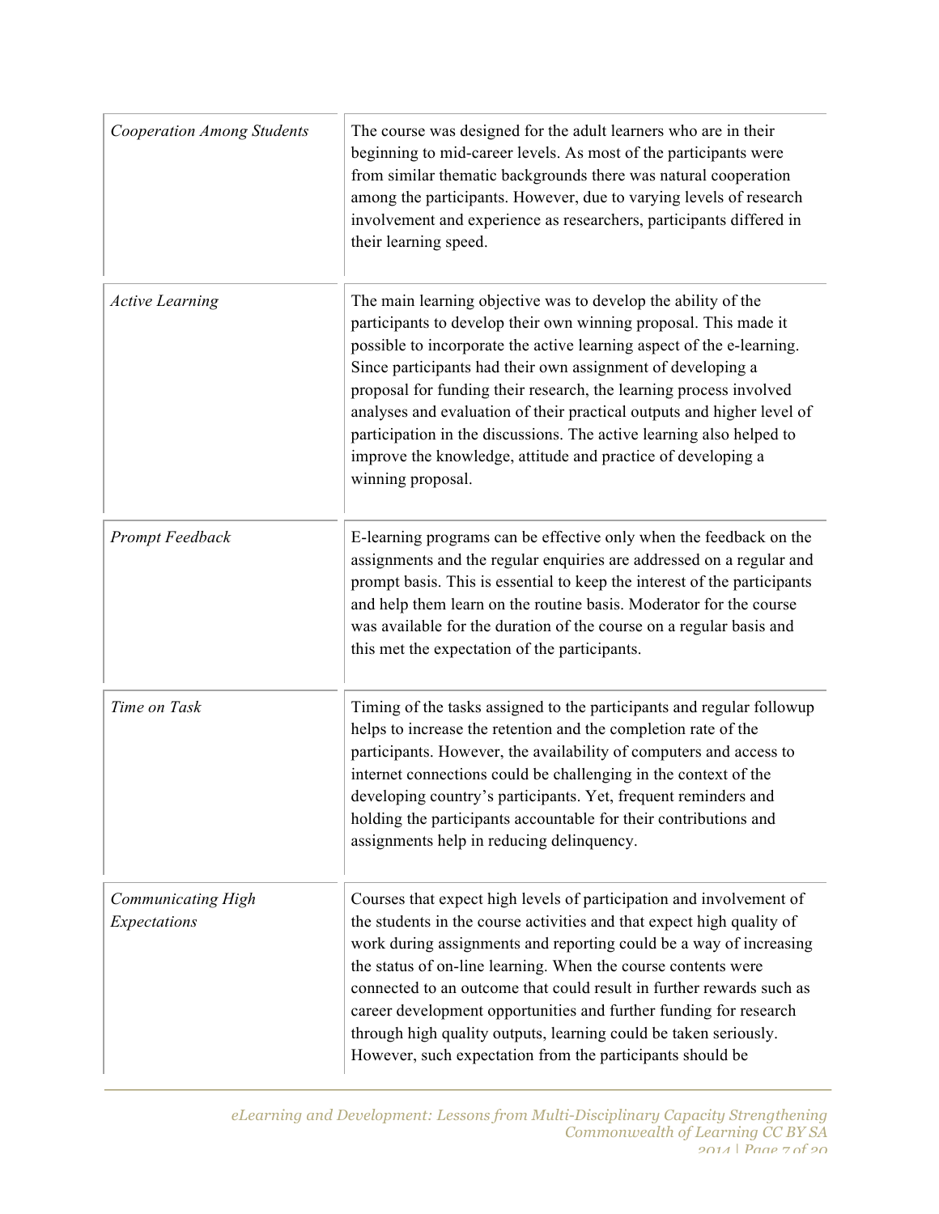| | |
|---|---|
| *Cooperation Among Students* | The course was designed for the adult learners who are in their beginning to mid-career levels. As most of the participants were from similar thematic backgrounds there was natural cooperation among the participants. However, due to varying levels of research involvement and experience as researchers, participants differed in their learning speed. |
| *Active Learning* | The main learning objective was to develop the ability of the participants to develop their own winning proposal. This made it possible to incorporate the active learning aspect of the e-learning. Since participants had their own assignment of developing a proposal for funding their research, the learning process involved analyses and evaluation of their practical outputs and higher level of participation in the discussions. The active learning also helped to improve the knowledge, attitude and practice of developing a winning proposal. |
| *Prompt Feedback* | E-learning programs can be effective only when the feedback on the assignments and the regular enquiries are addressed on a regular and prompt basis. This is essential to keep the interest of the participants and help them learn on the routine basis. Moderator for the course was available for the duration of the course on a regular basis and this met the expectation of the participants. |
| *Time on Task* | Timing of the tasks assigned to the participants and regular followup helps to increase the retention and the completion rate of the participants. However, the availability of computers and access to internet connections could be challenging in the context of the developing country's participants. Yet, frequent reminders and holding the participants accountable for their contributions and assignments help in reducing delinquency. |
| *Communicating High Expectations* | Courses that expect high levels of participation and involvement of the students in the course activities and that expect high quality of work during assignments and reporting could be a way of increasing the status of on-line learning. When the course contents were connected to an outcome that could result in further rewards such as career development opportunities and further funding for research through high quality outputs, learning could be taken seriously. However, such expectation from the participants should be |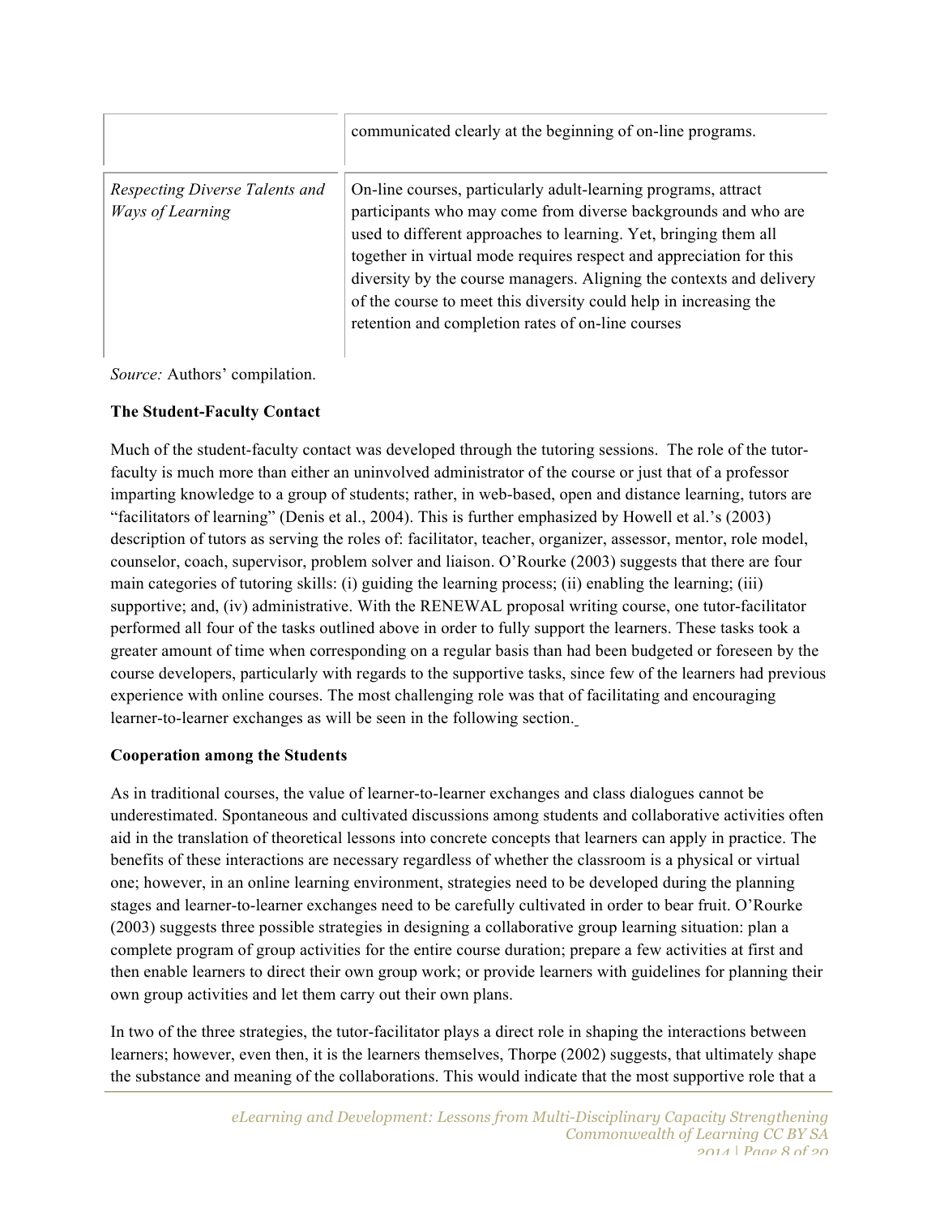| | |
|---|---|
| | communicated clearly at the beginning of on-line programs. |
| *Respecting Diverse Talents and Ways of Learning* | On-line courses, particularly adult-learning programs, attract participants who may come from diverse backgrounds and who are used to different approaches to learning. Yet, bringing them all together in virtual mode requires respect and appreciation for this diversity by the course managers. Aligning the contexts and delivery of the course to meet this diversity could help in increasing the retention and completion rates of on-line courses |

*Source:* Authors' compilation.

**The Student-Faculty Contact**

Much of the student-faculty contact was developed through the tutoring sessions. The role of the tutor-faculty is much more than either an uninvolved administrator of the course or just that of a professor imparting knowledge to a group of students; rather, in web-based, open and distance learning, tutors are "facilitators of learning" (Denis et al., 2004). This is further emphasized by Howell et al.'s (2003) description of tutors as serving the roles of: facilitator, teacher, organizer, assessor, mentor, role model, counselor, coach, supervisor, problem solver and liaison. O'Rourke (2003) suggests that there are four main categories of tutoring skills: (i) guiding the learning process; (ii) enabling the learning; (iii) supportive; and, (iv) administrative. With the RENEWAL proposal writing course, one tutor-facilitator performed all four of the tasks outlined above in order to fully support the learners. These tasks took a greater amount of time when corresponding on a regular basis than had been budgeted or foreseen by the course developers, particularly with regards to the supportive tasks, since few of the learners had previous experience with online courses. The most challenging role was that of facilitating and encouraging learner-to-learner exchanges as will be seen in the following section.

**Cooperation among the Students**

As in traditional courses, the value of learner-to-learner exchanges and class dialogues cannot be underestimated. Spontaneous and cultivated discussions among students and collaborative activities often aid in the translation of theoretical lessons into concrete concepts that learners can apply in practice. The benefits of these interactions are necessary regardless of whether the classroom is a physical or virtual one; however, in an online learning environment, strategies need to be developed during the planning stages and learner-to-learner exchanges need to be carefully cultivated in order to bear fruit. O'Rourke (2003) suggests three possible strategies in designing a collaborative group learning situation: plan a complete program of group activities for the entire course duration; prepare a few activities at first and then enable learners to direct their own group work; or provide learners with guidelines for planning their own group activities and let them carry out their own plans.

In two of the three strategies, the tutor-facilitator plays a direct role in shaping the interactions between learners; however, even then, it is the learners themselves, Thorpe (2002) suggests, that ultimately shape the substance and meaning of the collaborations. This would indicate that the most supportive role that a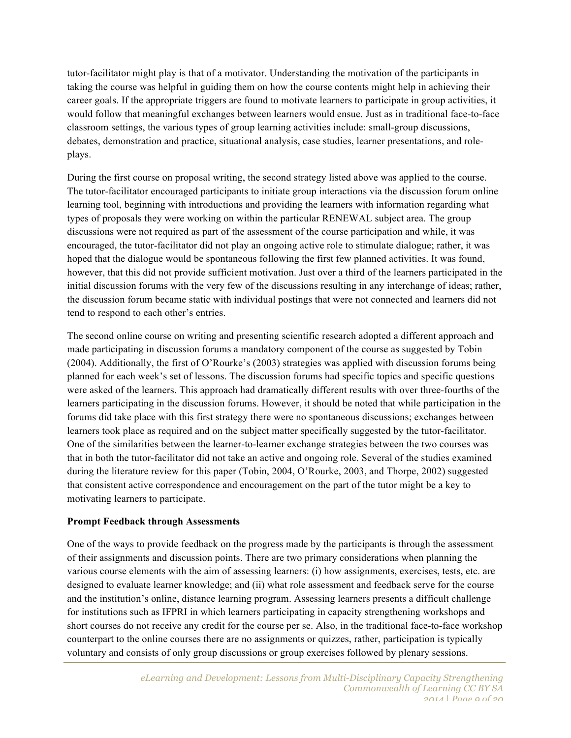tutor-facilitator might play is that of a motivator. Understanding the motivation of the participants in taking the course was helpful in guiding them on how the course contents might help in achieving their career goals. If the appropriate triggers are found to motivate learners to participate in group activities, it would follow that meaningful exchanges between learners would ensue. Just as in traditional face-to-face classroom settings, the various types of group learning activities include: small-group discussions, debates, demonstration and practice, situational analysis, case studies, learner presentations, and role-plays.

During the first course on proposal writing, the second strategy listed above was applied to the course. The tutor-facilitator encouraged participants to initiate group interactions via the discussion forum online learning tool, beginning with introductions and providing the learners with information regarding what types of proposals they were working on within the particular RENEWAL subject area. The group discussions were not required as part of the assessment of the course participation and while, it was encouraged, the tutor-facilitator did not play an ongoing active role to stimulate dialogue; rather, it was hoped that the dialogue would be spontaneous following the first few planned activities. It was found, however, that this did not provide sufficient motivation. Just over a third of the learners participated in the initial discussion forums with the very few of the discussions resulting in any interchange of ideas; rather, the discussion forum became static with individual postings that were not connected and learners did not tend to respond to each other's entries.

The second online course on writing and presenting scientific research adopted a different approach and made participating in discussion forums a mandatory component of the course as suggested by Tobin (2004). Additionally, the first of O'Rourke's (2003) strategies was applied with discussion forums being planned for each week's set of lessons. The discussion forums had specific topics and specific questions were asked of the learners. This approach had dramatically different results with over three-fourths of the learners participating in the discussion forums. However, it should be noted that while participation in the forums did take place with this first strategy there were no spontaneous discussions; exchanges between learners took place as required and on the subject matter specifically suggested by the tutor-facilitator. One of the similarities between the learner-to-learner exchange strategies between the two courses was that in both the tutor-facilitator did not take an active and ongoing role. Several of the studies examined during the literature review for this paper (Tobin, 2004, O'Rourke, 2003, and Thorpe, 2002) suggested that consistent active correspondence and encouragement on the part of the tutor might be a key to motivating learners to participate.

**Prompt Feedback through Assessments**

One of the ways to provide feedback on the progress made by the participants is through the assessment of their assignments and discussion points. There are two primary considerations when planning the various course elements with the aim of assessing learners: (i) how assignments, exercises, tests, etc. are designed to evaluate learner knowledge; and (ii) what role assessment and feedback serve for the course and the institution's online, distance learning program. Assessing learners presents a difficult challenge for institutions such as IFPRI in which learners participating in capacity strengthening workshops and short courses do not receive any credit for the course per se. Also, in the traditional face-to-face workshop counterpart to the online courses there are no assignments or quizzes, rather, participation is typically voluntary and consists of only group discussions or group exercises followed by plenary sessions.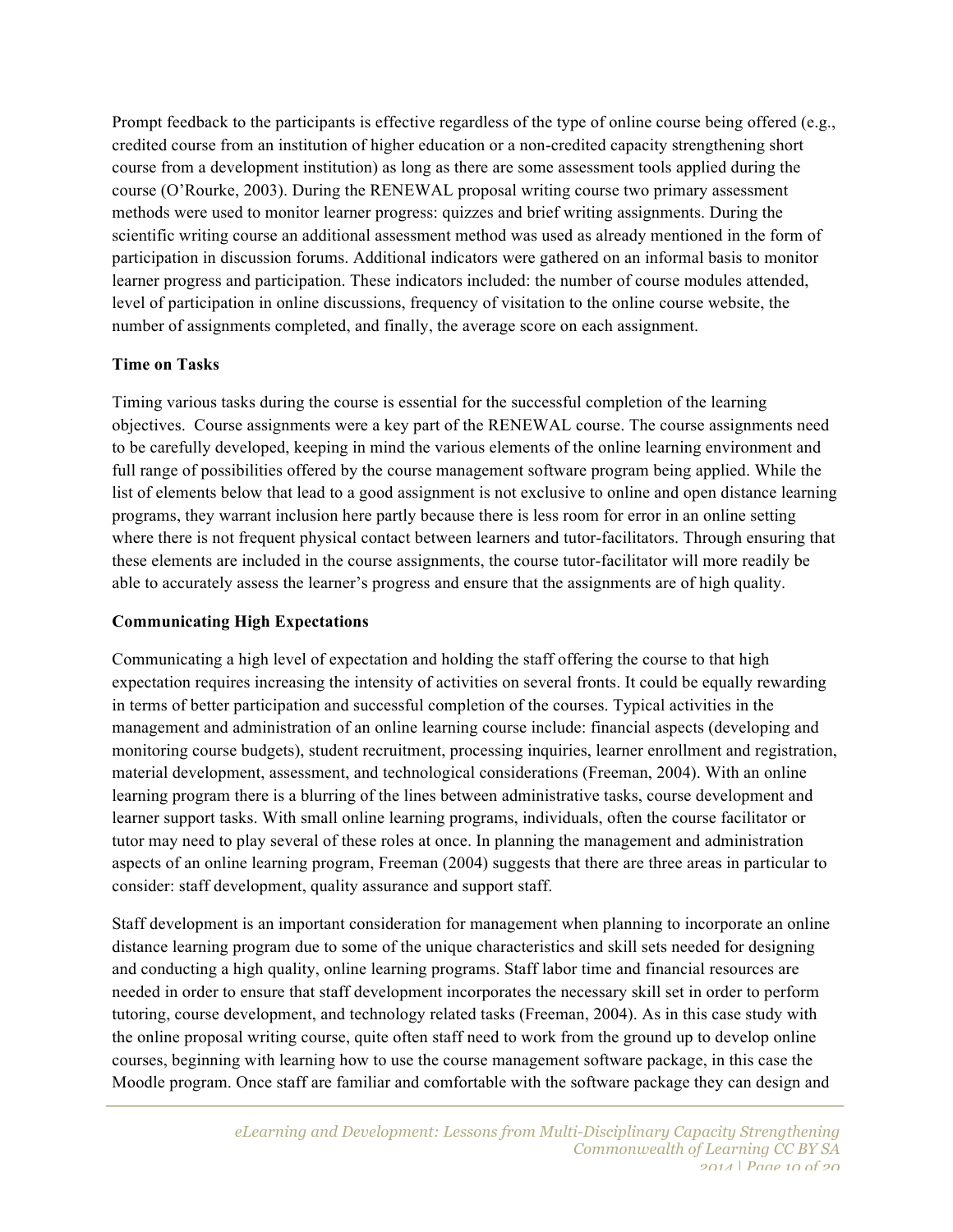Prompt feedback to the participants is effective regardless of the type of online course being offered (e.g., credited course from an institution of higher education or a non-credited capacity strengthening short course from a development institution) as long as there are some assessment tools applied during the course (O'Rourke, 2003). During the RENEWAL proposal writing course two primary assessment methods were used to monitor learner progress: quizzes and brief writing assignments. During the scientific writing course an additional assessment method was used as already mentioned in the form of participation in discussion forums. Additional indicators were gathered on an informal basis to monitor learner progress and participation. These indicators included: the number of course modules attended, level of participation in online discussions, frequency of visitation to the online course website, the number of assignments completed, and finally, the average score on each assignment.

**Time on Tasks**

Timing various tasks during the course is essential for the successful completion of the learning objectives. Course assignments were a key part of the RENEWAL course. The course assignments need to be carefully developed, keeping in mind the various elements of the online learning environment and full range of possibilities offered by the course management software program being applied. While the list of elements below that lead to a good assignment is not exclusive to online and open distance learning programs, they warrant inclusion here partly because there is less room for error in an online setting where there is not frequent physical contact between learners and tutor-facilitators. Through ensuring that these elements are included in the course assignments, the course tutor-facilitator will more readily be able to accurately assess the learner's progress and ensure that the assignments are of high quality.

**Communicating High Expectations**

Communicating a high level of expectation and holding the staff offering the course to that high expectation requires increasing the intensity of activities on several fronts. It could be equally rewarding in terms of better participation and successful completion of the courses. Typical activities in the management and administration of an online learning course include: financial aspects (developing and monitoring course budgets), student recruitment, processing inquiries, learner enrollment and registration, material development, assessment, and technological considerations (Freeman, 2004). With an online learning program there is a blurring of the lines between administrative tasks, course development and learner support tasks. With small online learning programs, individuals, often the course facilitator or tutor may need to play several of these roles at once. In planning the management and administration aspects of an online learning program, Freeman (2004) suggests that there are three areas in particular to consider: staff development, quality assurance and support staff.

Staff development is an important consideration for management when planning to incorporate an online distance learning program due to some of the unique characteristics and skill sets needed for designing and conducting a high quality, online learning programs. Staff labor time and financial resources are needed in order to ensure that staff development incorporates the necessary skill set in order to perform tutoring, course development, and technology related tasks (Freeman, 2004). As in this case study with the online proposal writing course, quite often staff need to work from the ground up to develop online courses, beginning with learning how to use the course management software package, in this case the Moodle program. Once staff are familiar and comfortable with the software package they can design and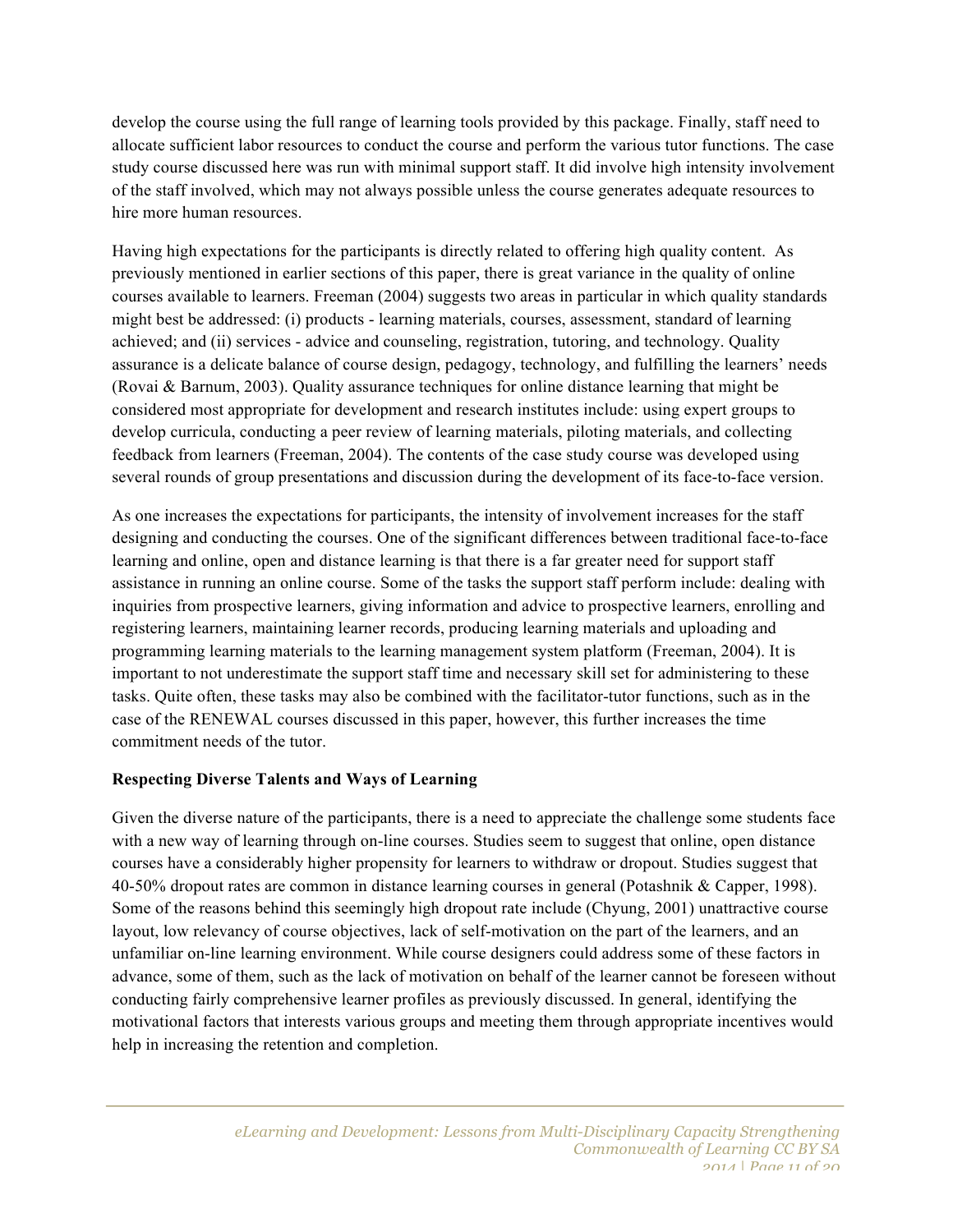develop the course using the full range of learning tools provided by this package. Finally, staff need to allocate sufficient labor resources to conduct the course and perform the various tutor functions. The case study course discussed here was run with minimal support staff. It did involve high intensity involvement of the staff involved, which may not always possible unless the course generates adequate resources to hire more human resources.

Having high expectations for the participants is directly related to offering high quality content. As previously mentioned in earlier sections of this paper, there is great variance in the quality of online courses available to learners. Freeman (2004) suggests two areas in particular in which quality standards might best be addressed: (i) products - learning materials, courses, assessment, standard of learning achieved; and (ii) services - advice and counseling, registration, tutoring, and technology. Quality assurance is a delicate balance of course design, pedagogy, technology, and fulfilling the learners' needs (Rovai & Barnum, 2003). Quality assurance techniques for online distance learning that might be considered most appropriate for development and research institutes include: using expert groups to develop curricula, conducting a peer review of learning materials, piloting materials, and collecting feedback from learners (Freeman, 2004). The contents of the case study course was developed using several rounds of group presentations and discussion during the development of its face-to-face version.

As one increases the expectations for participants, the intensity of involvement increases for the staff designing and conducting the courses. One of the significant differences between traditional face-to-face learning and online, open and distance learning is that there is a far greater need for support staff assistance in running an online course. Some of the tasks the support staff perform include: dealing with inquiries from prospective learners, giving information and advice to prospective learners, enrolling and registering learners, maintaining learner records, producing learning materials and uploading and programming learning materials to the learning management system platform (Freeman, 2004). It is important to not underestimate the support staff time and necessary skill set for administering to these tasks. Quite often, these tasks may also be combined with the facilitator-tutor functions, such as in the case of the RENEWAL courses discussed in this paper, however, this further increases the time commitment needs of the tutor.

**Respecting Diverse Talents and Ways of Learning**

Given the diverse nature of the participants, there is a need to appreciate the challenge some students face with a new way of learning through on-line courses. Studies seem to suggest that online, open distance courses have a considerably higher propensity for learners to withdraw or dropout. Studies suggest that 40-50% dropout rates are common in distance learning courses in general (Potashnik & Capper, 1998). Some of the reasons behind this seemingly high dropout rate include (Chyung, 2001) unattractive course layout, low relevancy of course objectives, lack of self-motivation on the part of the learners, and an unfamiliar on-line learning environment. While course designers could address some of these factors in advance, some of them, such as the lack of motivation on behalf of the learner cannot be foreseen without conducting fairly comprehensive learner profiles as previously discussed. In general, identifying the motivational factors that interests various groups and meeting them through appropriate incentives would help in increasing the retention and completion.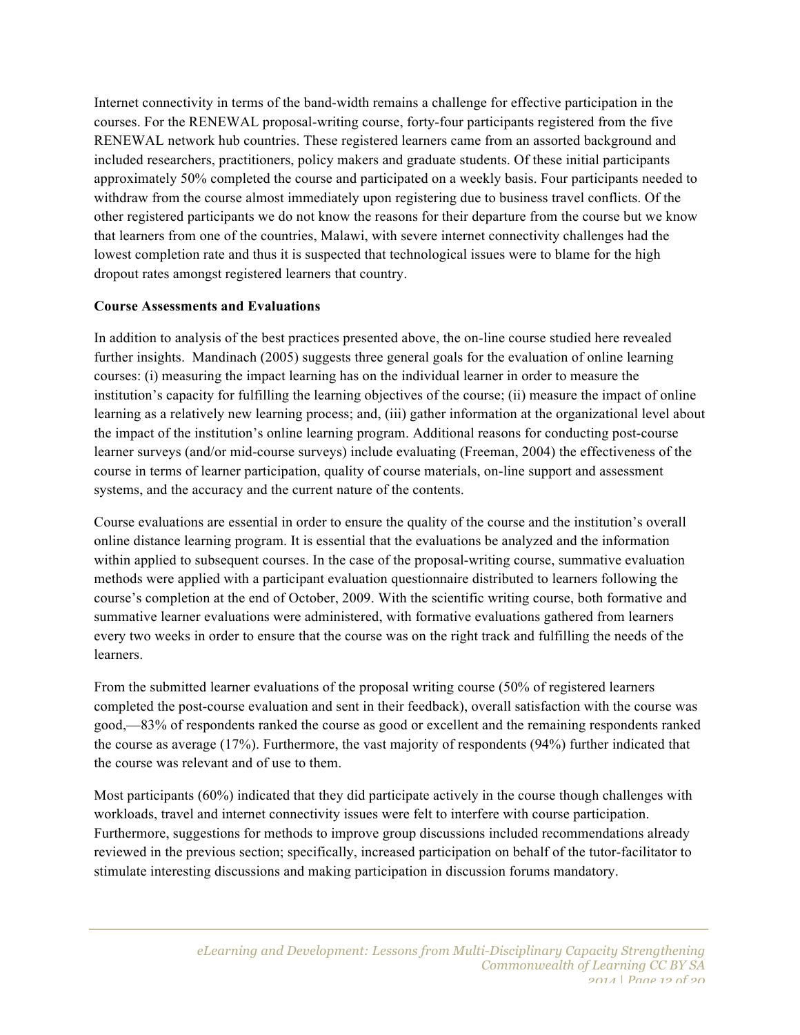Internet connectivity in terms of the band-width remains a challenge for effective participation in the courses. For the RENEWAL proposal-writing course, forty-four participants registered from the five RENEWAL network hub countries. These registered learners came from an assorted background and included researchers, practitioners, policy makers and graduate students. Of these initial participants approximately 50% completed the course and participated on a weekly basis. Four participants needed to withdraw from the course almost immediately upon registering due to business travel conflicts. Of the other registered participants we do not know the reasons for their departure from the course but we know that learners from one of the countries, Malawi, with severe internet connectivity challenges had the lowest completion rate and thus it is suspected that technological issues were to blame for the high dropout rates amongst registered learners that country.

**Course Assessments and Evaluations**

In addition to analysis of the best practices presented above, the on-line course studied here revealed further insights. Mandinach (2005) suggests three general goals for the evaluation of online learning courses: (i) measuring the impact learning has on the individual learner in order to measure the institution's capacity for fulfilling the learning objectives of the course; (ii) measure the impact of online learning as a relatively new learning process; and, (iii) gather information at the organizational level about the impact of the institution's online learning program. Additional reasons for conducting post-course learner surveys (and/or mid-course surveys) include evaluating (Freeman, 2004) the effectiveness of the course in terms of learner participation, quality of course materials, on-line support and assessment systems, and the accuracy and the current nature of the contents.

Course evaluations are essential in order to ensure the quality of the course and the institution's overall online distance learning program. It is essential that the evaluations be analyzed and the information within applied to subsequent courses. In the case of the proposal-writing course, summative evaluation methods were applied with a participant evaluation questionnaire distributed to learners following the course's completion at the end of October, 2009. With the scientific writing course, both formative and summative learner evaluations were administered, with formative evaluations gathered from learners every two weeks in order to ensure that the course was on the right track and fulfilling the needs of the learners.

From the submitted learner evaluations of the proposal writing course (50% of registered learners completed the post-course evaluation and sent in their feedback), overall satisfaction with the course was good,—83% of respondents ranked the course as good or excellent and the remaining respondents ranked the course as average (17%). Furthermore, the vast majority of respondents (94%) further indicated that the course was relevant and of use to them.

Most participants (60%) indicated that they did participate actively in the course though challenges with workloads, travel and internet connectivity issues were felt to interfere with course participation. Furthermore, suggestions for methods to improve group discussions included recommendations already reviewed in the previous section; specifically, increased participation on behalf of the tutor-facilitator to stimulate interesting discussions and making participation in discussion forums mandatory.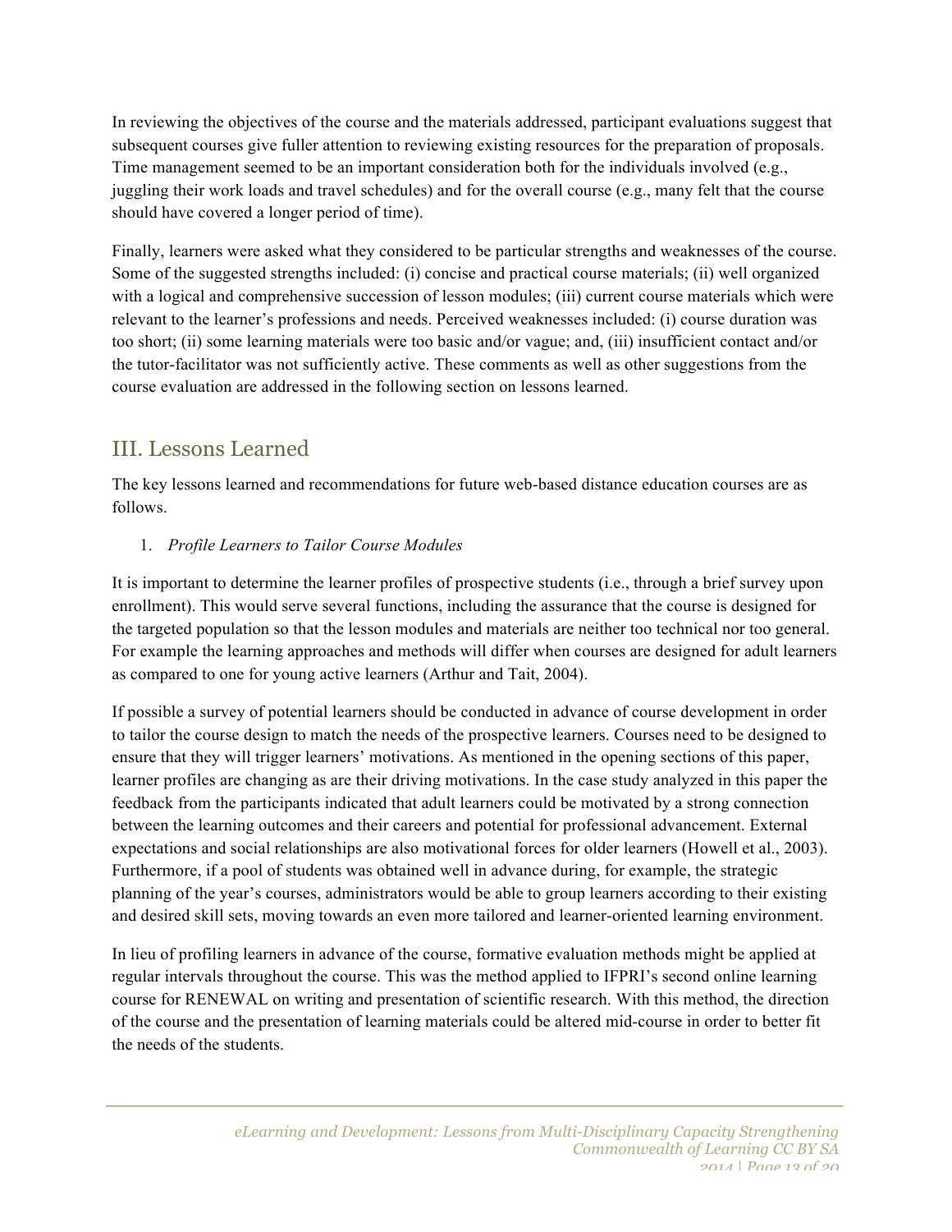In reviewing the objectives of the course and the materials addressed, participant evaluations suggest that subsequent courses give fuller attention to reviewing existing resources for the preparation of proposals. Time management seemed to be an important consideration both for the individuals involved (e.g., juggling their work loads and travel schedules) and for the overall course (e.g., many felt that the course should have covered a longer period of time).

Finally, learners were asked what they considered to be particular strengths and weaknesses of the course. Some of the suggested strengths included: (i) concise and practical course materials; (ii) well organized with a logical and comprehensive succession of lesson modules; (iii) current course materials which were relevant to the learner's professions and needs. Perceived weaknesses included: (i) course duration was too short; (ii) some learning materials were too basic and/or vague; and, (iii) insufficient contact and/or the tutor-facilitator was not sufficiently active. These comments as well as other suggestions from the course evaluation are addressed in the following section on lessons learned.

## III. Lessons Learned

The key lessons learned and recommendations for future web-based distance education courses are as follows.

1. *Profile Learners to Tailor Course Modules*

It is important to determine the learner profiles of prospective students (i.e., through a brief survey upon enrollment). This would serve several functions, including the assurance that the course is designed for the targeted population so that the lesson modules and materials are neither too technical nor too general. For example the learning approaches and methods will differ when courses are designed for adult learners as compared to one for young active learners (Arthur and Tait, 2004).

If possible a survey of potential learners should be conducted in advance of course development in order to tailor the course design to match the needs of the prospective learners. Courses need to be designed to ensure that they will trigger learners' motivations. As mentioned in the opening sections of this paper, learner profiles are changing as are their driving motivations. In the case study analyzed in this paper the feedback from the participants indicated that adult learners could be motivated by a strong connection between the learning outcomes and their careers and potential for professional advancement. External expectations and social relationships are also motivational forces for older learners (Howell et al., 2003). Furthermore, if a pool of students was obtained well in advance during, for example, the strategic planning of the year's courses, administrators would be able to group learners according to their existing and desired skill sets, moving towards an even more tailored and learner-oriented learning environment.

In lieu of profiling learners in advance of the course, formative evaluation methods might be applied at regular intervals throughout the course. This was the method applied to IFPRI's second online learning course for RENEWAL on writing and presentation of scientific research. With this method, the direction of the course and the presentation of learning materials could be altered mid-course in order to better fit the needs of the students.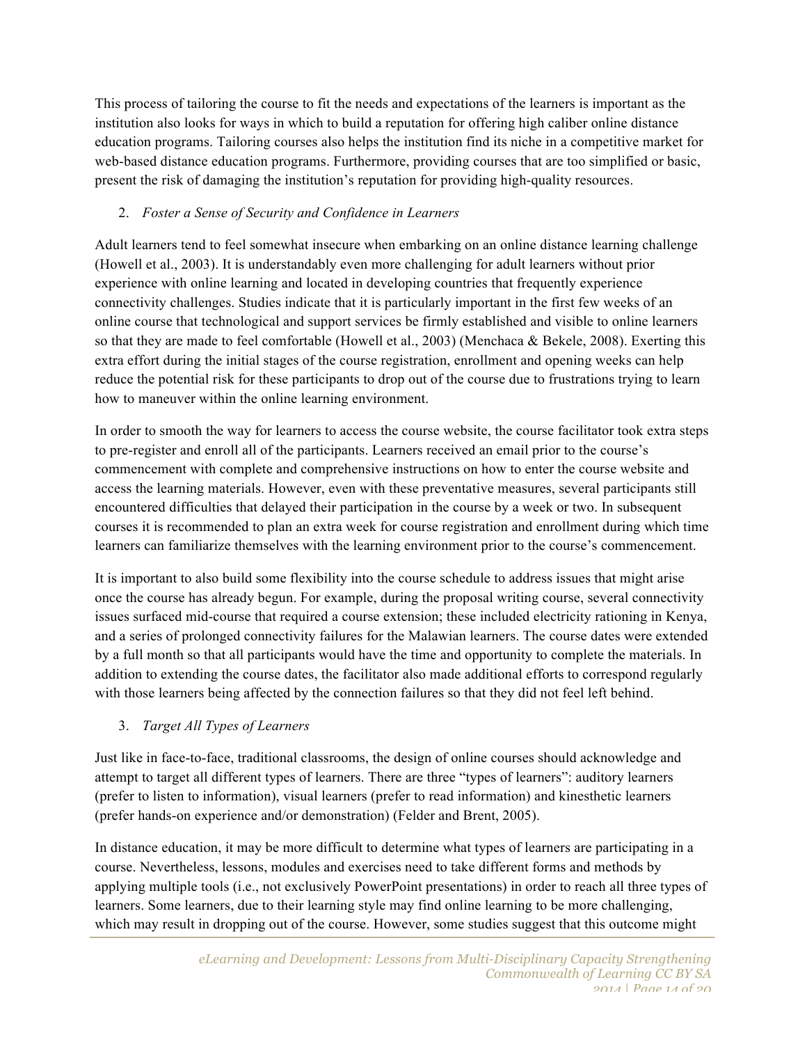This process of tailoring the course to fit the needs and expectations of the learners is important as the institution also looks for ways in which to build a reputation for offering high caliber online distance education programs. Tailoring courses also helps the institution find its niche in a competitive market for web-based distance education programs. Furthermore, providing courses that are too simplified or basic, present the risk of damaging the institution's reputation for providing high-quality resources.

2. *Foster a Sense of Security and Confidence in Learners*

Adult learners tend to feel somewhat insecure when embarking on an online distance learning challenge (Howell et al., 2003). It is understandably even more challenging for adult learners without prior experience with online learning and located in developing countries that frequently experience connectivity challenges. Studies indicate that it is particularly important in the first few weeks of an online course that technological and support services be firmly established and visible to online learners so that they are made to feel comfortable (Howell et al., 2003) (Menchaca & Bekele, 2008). Exerting this extra effort during the initial stages of the course registration, enrollment and opening weeks can help reduce the potential risk for these participants to drop out of the course due to frustrations trying to learn how to maneuver within the online learning environment.

In order to smooth the way for learners to access the course website, the course facilitator took extra steps to pre-register and enroll all of the participants. Learners received an email prior to the course's commencement with complete and comprehensive instructions on how to enter the course website and access the learning materials. However, even with these preventative measures, several participants still encountered difficulties that delayed their participation in the course by a week or two. In subsequent courses it is recommended to plan an extra week for course registration and enrollment during which time learners can familiarize themselves with the learning environment prior to the course's commencement.

It is important to also build some flexibility into the course schedule to address issues that might arise once the course has already begun. For example, during the proposal writing course, several connectivity issues surfaced mid-course that required a course extension; these included electricity rationing in Kenya, and a series of prolonged connectivity failures for the Malawian learners. The course dates were extended by a full month so that all participants would have the time and opportunity to complete the materials. In addition to extending the course dates, the facilitator also made additional efforts to correspond regularly with those learners being affected by the connection failures so that they did not feel left behind.

3. *Target All Types of Learners*

Just like in face-to-face, traditional classrooms, the design of online courses should acknowledge and attempt to target all different types of learners. There are three "types of learners": auditory learners (prefer to listen to information), visual learners (prefer to read information) and kinesthetic learners (prefer hands-on experience and/or demonstration) (Felder and Brent, 2005).

In distance education, it may be more difficult to determine what types of learners are participating in a course. Nevertheless, lessons, modules and exercises need to take different forms and methods by applying multiple tools (i.e., not exclusively PowerPoint presentations) in order to reach all three types of learners. Some learners, due to their learning style may find online learning to be more challenging, which may result in dropping out of the course. However, some studies suggest that this outcome might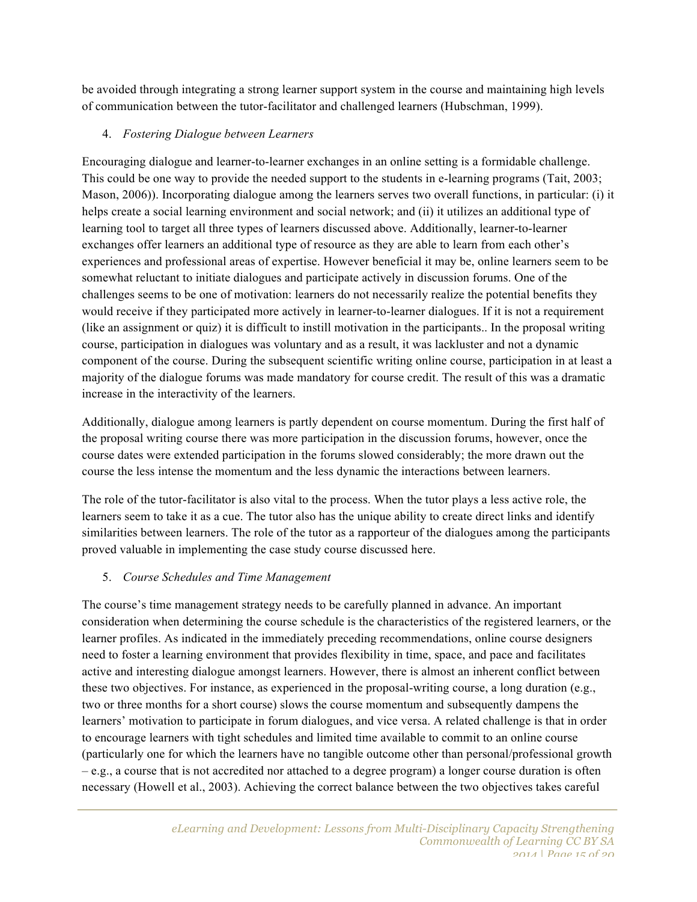be avoided through integrating a strong learner support system in the course and maintaining high levels of communication between the tutor-facilitator and challenged learners (Hubschman, 1999).

4. *Fostering Dialogue between Learners*

Encouraging dialogue and learner-to-learner exchanges in an online setting is a formidable challenge. This could be one way to provide the needed support to the students in e-learning programs (Tait, 2003; Mason, 2006)). Incorporating dialogue among the learners serves two overall functions, in particular: (i) it helps create a social learning environment and social network; and (ii) it utilizes an additional type of learning tool to target all three types of learners discussed above. Additionally, learner-to-learner exchanges offer learners an additional type of resource as they are able to learn from each other's experiences and professional areas of expertise. However beneficial it may be, online learners seem to be somewhat reluctant to initiate dialogues and participate actively in discussion forums. One of the challenges seems to be one of motivation: learners do not necessarily realize the potential benefits they would receive if they participated more actively in learner-to-learner dialogues. If it is not a requirement (like an assignment or quiz) it is difficult to instill motivation in the participants.. In the proposal writing course, participation in dialogues was voluntary and as a result, it was lackluster and not a dynamic component of the course. During the subsequent scientific writing online course, participation in at least a majority of the dialogue forums was made mandatory for course credit. The result of this was a dramatic increase in the interactivity of the learners.

Additionally, dialogue among learners is partly dependent on course momentum. During the first half of the proposal writing course there was more participation in the discussion forums, however, once the course dates were extended participation in the forums slowed considerably; the more drawn out the course the less intense the momentum and the less dynamic the interactions between learners.

The role of the tutor-facilitator is also vital to the process. When the tutor plays a less active role, the learners seem to take it as a cue. The tutor also has the unique ability to create direct links and identify similarities between learners. The role of the tutor as a rapporteur of the dialogues among the participants proved valuable in implementing the case study course discussed here.

5. *Course Schedules and Time Management*

The course's time management strategy needs to be carefully planned in advance. An important consideration when determining the course schedule is the characteristics of the registered learners, or the learner profiles. As indicated in the immediately preceding recommendations, online course designers need to foster a learning environment that provides flexibility in time, space, and pace and facilitates active and interesting dialogue amongst learners. However, there is almost an inherent conflict between these two objectives. For instance, as experienced in the proposal-writing course, a long duration (e.g., two or three months for a short course) slows the course momentum and subsequently dampens the learners' motivation to participate in forum dialogues, and vice versa. A related challenge is that in order to encourage learners with tight schedules and limited time available to commit to an online course (particularly one for which the learners have no tangible outcome other than personal/professional growth – e.g., a course that is not accredited nor attached to a degree program) a longer course duration is often necessary (Howell et al., 2003). Achieving the correct balance between the two objectives takes careful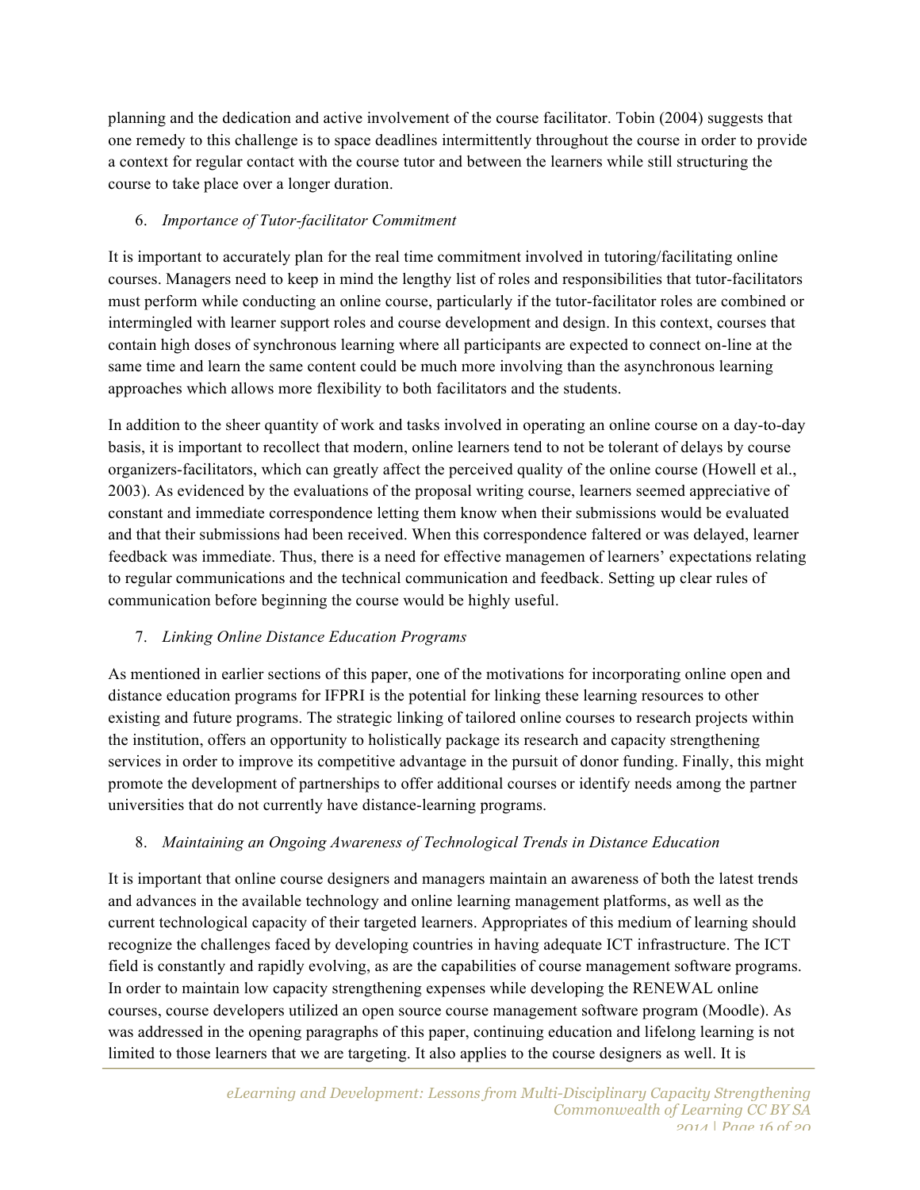planning and the dedication and active involvement of the course facilitator. Tobin (2004) suggests that one remedy to this challenge is to space deadlines intermittently throughout the course in order to provide a context for regular contact with the course tutor and between the learners while still structuring the course to take place over a longer duration.

6. *Importance of Tutor-facilitator Commitment*

It is important to accurately plan for the real time commitment involved in tutoring/facilitating online courses. Managers need to keep in mind the lengthy list of roles and responsibilities that tutor-facilitators must perform while conducting an online course, particularly if the tutor-facilitator roles are combined or intermingled with learner support roles and course development and design. In this context, courses that contain high doses of synchronous learning where all participants are expected to connect on-line at the same time and learn the same content could be much more involving than the asynchronous learning approaches which allows more flexibility to both facilitators and the students.

In addition to the sheer quantity of work and tasks involved in operating an online course on a day-to-day basis, it is important to recollect that modern, online learners tend to not be tolerant of delays by course organizers-facilitators, which can greatly affect the perceived quality of the online course (Howell et al., 2003). As evidenced by the evaluations of the proposal writing course, learners seemed appreciative of constant and immediate correspondence letting them know when their submissions would be evaluated and that their submissions had been received. When this correspondence faltered or was delayed, learner feedback was immediate. Thus, there is a need for effective managemen of learners' expectations relating to regular communications and the technical communication and feedback. Setting up clear rules of communication before beginning the course would be highly useful.

7. *Linking Online Distance Education Programs*

As mentioned in earlier sections of this paper, one of the motivations for incorporating online open and distance education programs for IFPRI is the potential for linking these learning resources to other existing and future programs. The strategic linking of tailored online courses to research projects within the institution, offers an opportunity to holistically package its research and capacity strengthening services in order to improve its competitive advantage in the pursuit of donor funding. Finally, this might promote the development of partnerships to offer additional courses or identify needs among the partner universities that do not currently have distance-learning programs.

8. *Maintaining an Ongoing Awareness of Technological Trends in Distance Education*

It is important that online course designers and managers maintain an awareness of both the latest trends and advances in the available technology and online learning management platforms, as well as the current technological capacity of their targeted learners. Appropriates of this medium of learning should recognize the challenges faced by developing countries in having adequate ICT infrastructure. The ICT field is constantly and rapidly evolving, as are the capabilities of course management software programs. In order to maintain low capacity strengthening expenses while developing the RENEWAL online courses, course developers utilized an open source course management software program (Moodle). As was addressed in the opening paragraphs of this paper, continuing education and lifelong learning is not limited to those learners that we are targeting. It also applies to the course designers as well. It is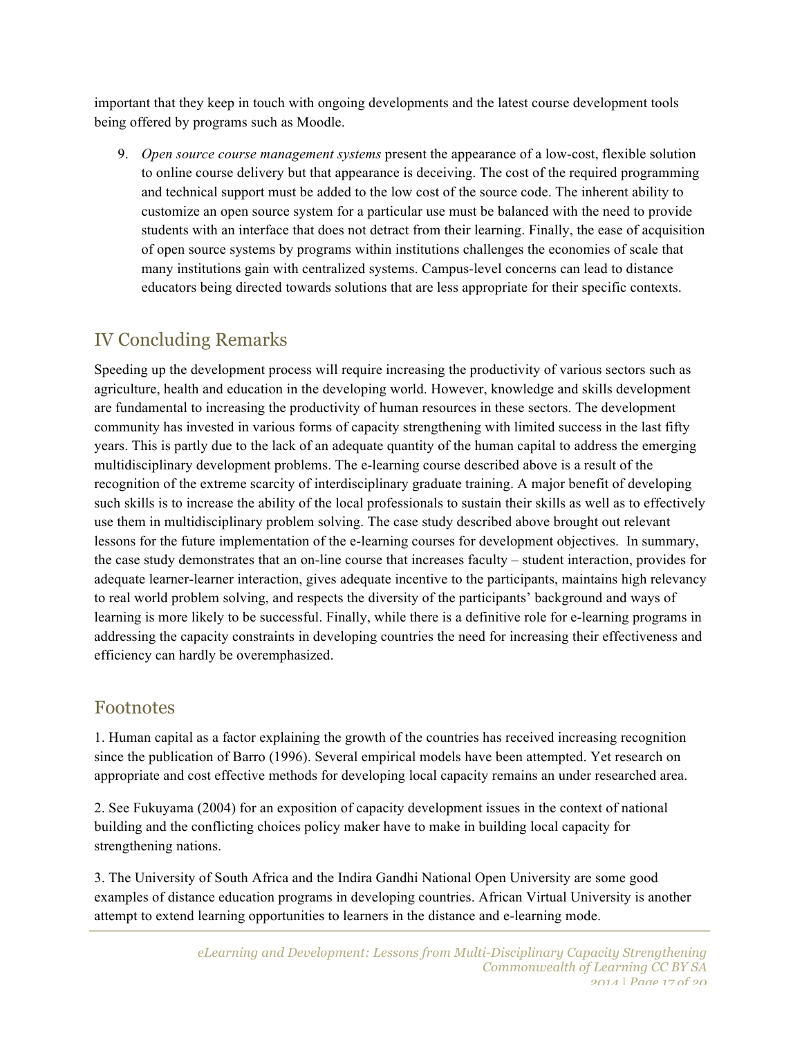important that they keep in touch with ongoing developments and the latest course development tools being offered by programs such as Moodle.

9. *Open source course management systems* present the appearance of a low-cost, flexible solution to online course delivery but that appearance is deceiving. The cost of the required programming and technical support must be added to the low cost of the source code. The inherent ability to customize an open source system for a particular use must be balanced with the need to provide students with an interface that does not detract from their learning. Finally, the ease of acquisition of open source systems by programs within institutions challenges the economies of scale that many institutions gain with centralized systems. Campus-level concerns can lead to distance educators being directed towards solutions that are less appropriate for their specific contexts.

## IV Concluding Remarks

Speeding up the development process will require increasing the productivity of various sectors such as agriculture, health and education in the developing world. However, knowledge and skills development are fundamental to increasing the productivity of human resources in these sectors. The development community has invested in various forms of capacity strengthening with limited success in the last fifty years. This is partly due to the lack of an adequate quantity of the human capital to address the emerging multidisciplinary development problems. The e-learning course described above is a result of the recognition of the extreme scarcity of interdisciplinary graduate training. A major benefit of developing such skills is to increase the ability of the local professionals to sustain their skills as well as to effectively use them in multidisciplinary problem solving. The case study described above brought out relevant lessons for the future implementation of the e-learning courses for development objectives. In summary, the case study demonstrates that an on-line course that increases faculty – student interaction, provides for adequate learner-learner interaction, gives adequate incentive to the participants, maintains high relevancy to real world problem solving, and respects the diversity of the participants' background and ways of learning is more likely to be successful. Finally, while there is a definitive role for e-learning programs in addressing the capacity constraints in developing countries the need for increasing their effectiveness and efficiency can hardly be overemphasized.

## Footnotes

1. Human capital as a factor explaining the growth of the countries has received increasing recognition since the publication of Barro (1996). Several empirical models have been attempted. Yet research on appropriate and cost effective methods for developing local capacity remains an under researched area.

2. See Fukuyama (2004) for an exposition of capacity development issues in the context of national building and the conflicting choices policy maker have to make in building local capacity for strengthening nations.

3. The University of South Africa and the Indira Gandhi National Open University are some good examples of distance education programs in developing countries. African Virtual University is another attempt to extend learning opportunities to learners in the distance and e-learning mode.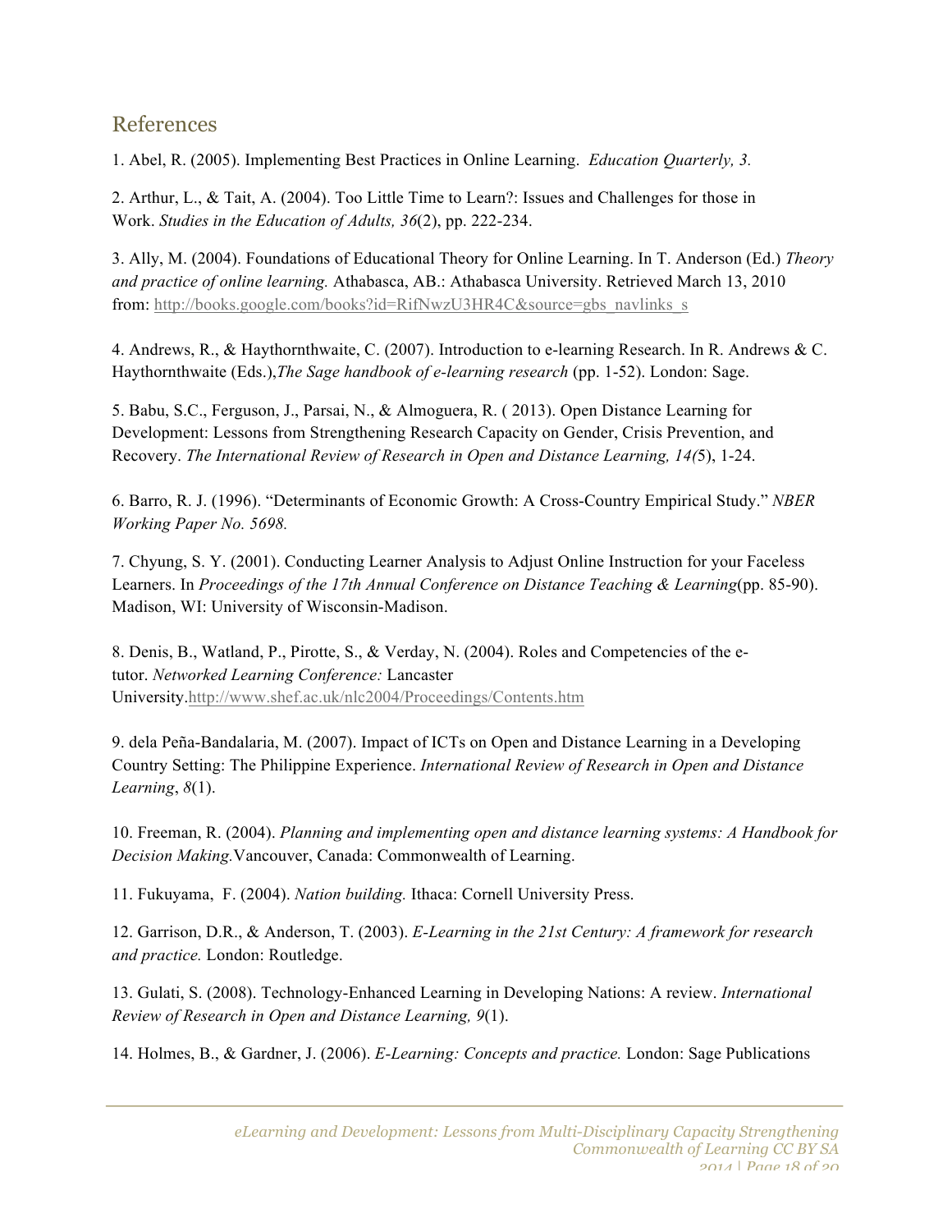## References

1. Abel, R. (2005). Implementing Best Practices in Online Learning. *Education Quarterly, 3.*

2. Arthur, L., & Tait, A. (2004). Too Little Time to Learn?: Issues and Challenges for those in Work. *Studies in the Education of Adults, 36*(2), pp. 222-234.

3. Ally, M. (2004). Foundations of Educational Theory for Online Learning. In T. Anderson (Ed.) *Theory and practice of online learning.* Athabasca, AB.: Athabasca University. Retrieved March 13, 2010 from: http://books.google.com/books?id=RifNwzU3HR4C&source=gbs_navlinks_s

4. Andrews, R., & Haythornthwaite, C. (2007). Introduction to e-learning Research. In R. Andrews & C. Haythornthwaite (Eds.),*The Sage handbook of e-learning research* (pp. 1-52). London: Sage.

5. Babu, S.C., Ferguson, J., Parsai, N., & Almoguera, R. ( 2013). Open Distance Learning for Development: Lessons from Strengthening Research Capacity on Gender, Crisis Prevention, and Recovery. *The International Review of Research in Open and Distance Learning, 14(*5), 1-24.

6. Barro, R. J. (1996). "Determinants of Economic Growth: A Cross-Country Empirical Study." *NBER Working Paper No. 5698.*

7. Chyung, S. Y. (2001). Conducting Learner Analysis to Adjust Online Instruction for your Faceless Learners. In *Proceedings of the 17th Annual Conference on Distance Teaching & Learning*(pp. 85-90). Madison, WI: University of Wisconsin-Madison.

8. Denis, B., Watland, P., Pirotte, S., & Verday, N. (2004). Roles and Competencies of the e-tutor. *Networked Learning Conference:* Lancaster University.http://www.shef.ac.uk/nlc2004/Proceedings/Contents.htm

9. dela Peña-Bandalaria, M. (2007). Impact of ICTs on Open and Distance Learning in a Developing Country Setting: The Philippine Experience. *International Review of Research in Open and Distance Learning*, *8*(1).

10. Freeman, R. (2004). *Planning and implementing open and distance learning systems: A Handbook for Decision Making.*Vancouver, Canada: Commonwealth of Learning.

11. Fukuyama, F. (2004). *Nation building.* Ithaca: Cornell University Press.

12. Garrison, D.R., & Anderson, T. (2003). *E-Learning in the 21st Century: A framework for research and practice.* London: Routledge.

13. Gulati, S. (2008). Technology-Enhanced Learning in Developing Nations: A review. *International Review of Research in Open and Distance Learning, 9*(1).

14. Holmes, B., & Gardner, J. (2006). *E-Learning: Concepts and practice.* London: Sage Publications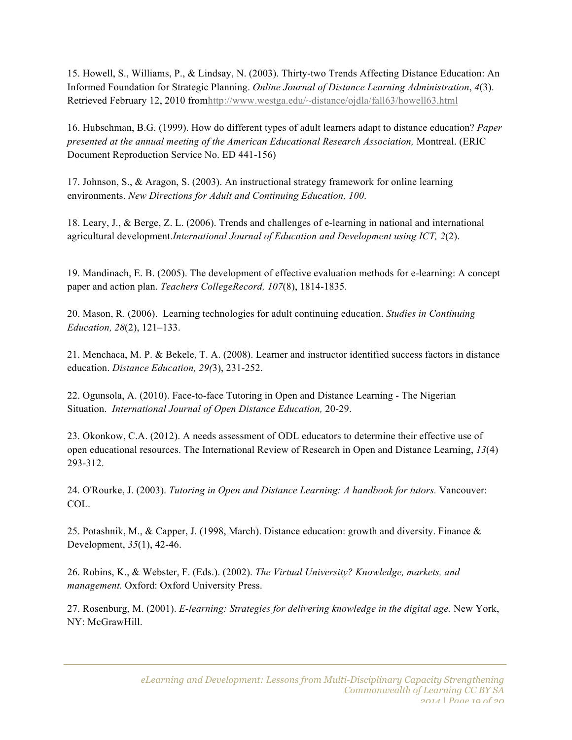15. Howell, S., Williams, P., & Lindsay, N. (2003). Thirty-two Trends Affecting Distance Education: An Informed Foundation for Strategic Planning. *Online Journal of Distance Learning Administration*, *4*(3). Retrieved February 12, 2010 fromhttp://www.westga.edu/~distance/ojdla/fall63/howell63.html

16. Hubschman, B.G. (1999). How do different types of adult learners adapt to distance education? *Paper presented at the annual meeting of the American Educational Research Association,* Montreal. (ERIC Document Reproduction Service No. ED 441-156)

17. Johnson, S., & Aragon, S. (2003). An instructional strategy framework for online learning environments. *New Directions for Adult and Continuing Education, 100*.

18. Leary, J., & Berge, Z. L. (2006). Trends and challenges of e-learning in national and international agricultural development.*International Journal of Education and Development using ICT, 2*(2).

19. Mandinach, E. B. (2005). The development of effective evaluation methods for e-learning: A concept paper and action plan. *Teachers CollegeRecord, 107*(8), 1814-1835.

20. Mason, R. (2006). Learning technologies for adult continuing education. *Studies in Continuing Education, 28*(2), 121–133.

21. Menchaca, M. P. & Bekele, T. A. (2008). Learner and instructor identified success factors in distance education. *Distance Education, 29(*3), 231-252.

22. Ogunsola, A. (2010). Face-to-face Tutoring in Open and Distance Learning - The Nigerian Situation. *International Journal of Open Distance Education,* 20-29.

23. Okonkow, C.A. (2012). A needs assessment of ODL educators to determine their effective use of open educational resources. The International Review of Research in Open and Distance Learning, *13*(4) 293-312.

24. O'Rourke, J. (2003). *Tutoring in Open and Distance Learning: A handbook for tutors.* Vancouver: COL.

25. Potashnik, M., & Capper, J. (1998, March). Distance education: growth and diversity. Finance & Development, *35*(1), 42-46.

26. Robins, K., & Webster, F. (Eds.). (2002). *The Virtual University? Knowledge, markets, and management.* Oxford: Oxford University Press.

27. Rosenburg, M. (2001). *E-learning: Strategies for delivering knowledge in the digital age.* New York, NY: McGrawHill.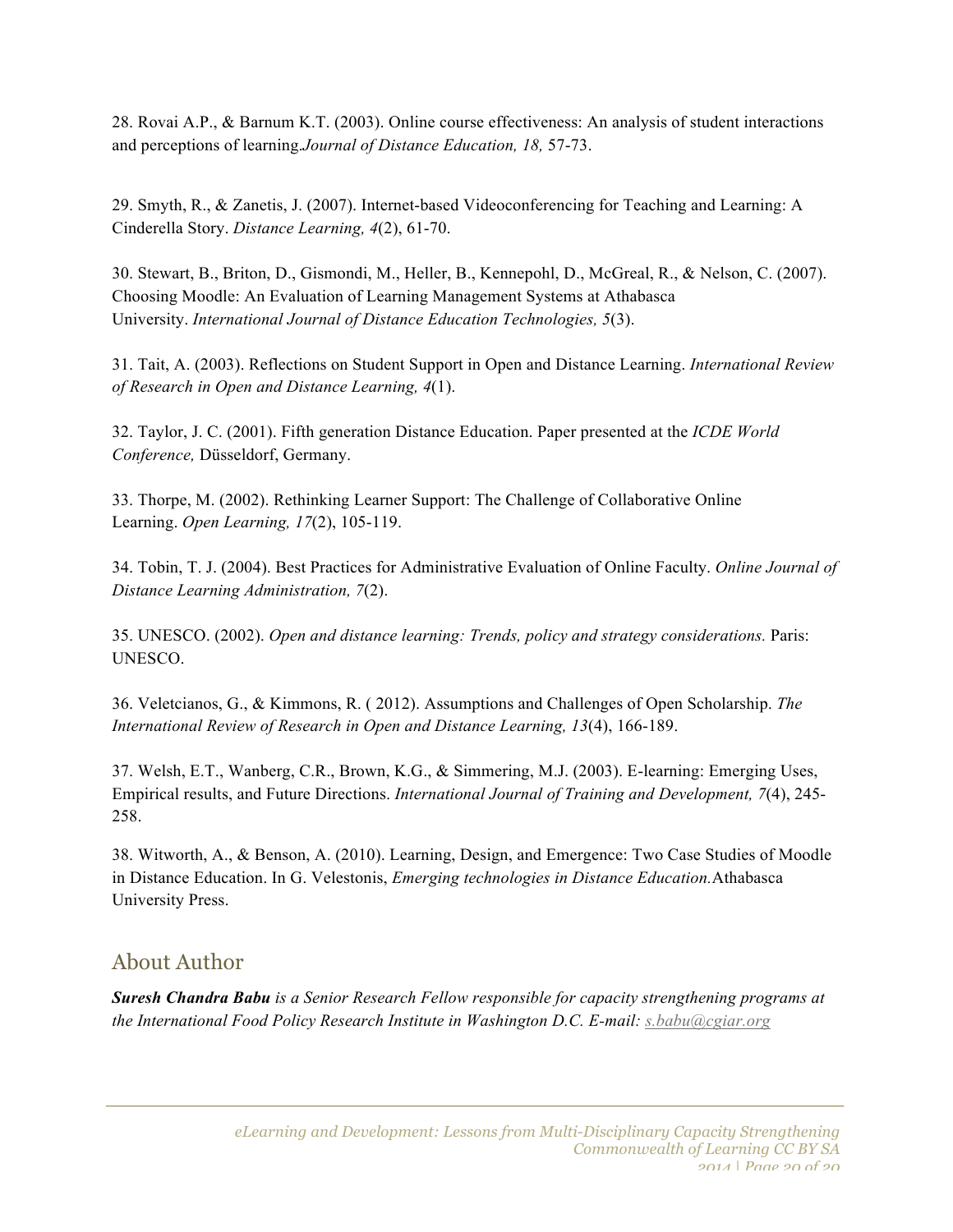28. Rovai A.P., & Barnum K.T. (2003). Online course effectiveness: An analysis of student interactions and perceptions of learning.*Journal of Distance Education, 18,* 57-73.

29. Smyth, R., & Zanetis, J. (2007). Internet-based Videoconferencing for Teaching and Learning: A Cinderella Story. *Distance Learning, 4*(2), 61-70.

30. Stewart, B., Briton, D., Gismondi, M., Heller, B., Kennepohl, D., McGreal, R., & Nelson, C. (2007). Choosing Moodle: An Evaluation of Learning Management Systems at Athabasca University. *International Journal of Distance Education Technologies, 5*(3).

31. Tait, A. (2003). Reflections on Student Support in Open and Distance Learning. *International Review of Research in Open and Distance Learning, 4*(1).

32. Taylor, J. C. (2001). Fifth generation Distance Education. Paper presented at the *ICDE World Conference,* Düsseldorf, Germany.

33. Thorpe, M. (2002). Rethinking Learner Support: The Challenge of Collaborative Online Learning. *Open Learning, 17*(2), 105-119.

34. Tobin, T. J. (2004). Best Practices for Administrative Evaluation of Online Faculty. *Online Journal of Distance Learning Administration, 7*(2).

35. UNESCO. (2002). *Open and distance learning: Trends, policy and strategy considerations.* Paris: UNESCO.

36. Veletcianos, G., & Kimmons, R. ( 2012). Assumptions and Challenges of Open Scholarship. *The International Review of Research in Open and Distance Learning, 13*(4), 166-189.

37. Welsh, E.T., Wanberg, C.R., Brown, K.G., & Simmering, M.J. (2003). E-learning: Emerging Uses, Empirical results, and Future Directions. *International Journal of Training and Development, 7*(4), 245-258.

38. Witworth, A., & Benson, A. (2010). Learning, Design, and Emergence: Two Case Studies of Moodle in Distance Education. In G. Velestonis, *Emerging technologies in Distance Education.*Athabasca University Press.

## About Author

***Suresh Chandra Babu*** *is a Senior Research Fellow responsible for capacity strengthening programs at the International Food Policy Research Institute in Washington D.C. E-mail: s.babu@cgiar.org*